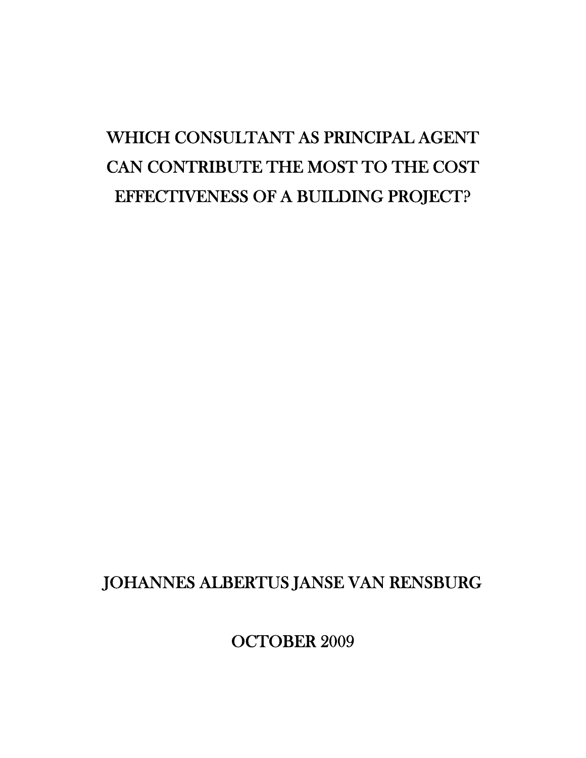# WHICH CONSULTANT AS PRINCIPAL AGENT CAN CONTRIBUTE THE MOST TO THE COST EFFECTIVENESS OF A BUILDING PROJECT?

JOHANNES ALBERTUS JANSE VAN RENSBURG

OCTOBER 2009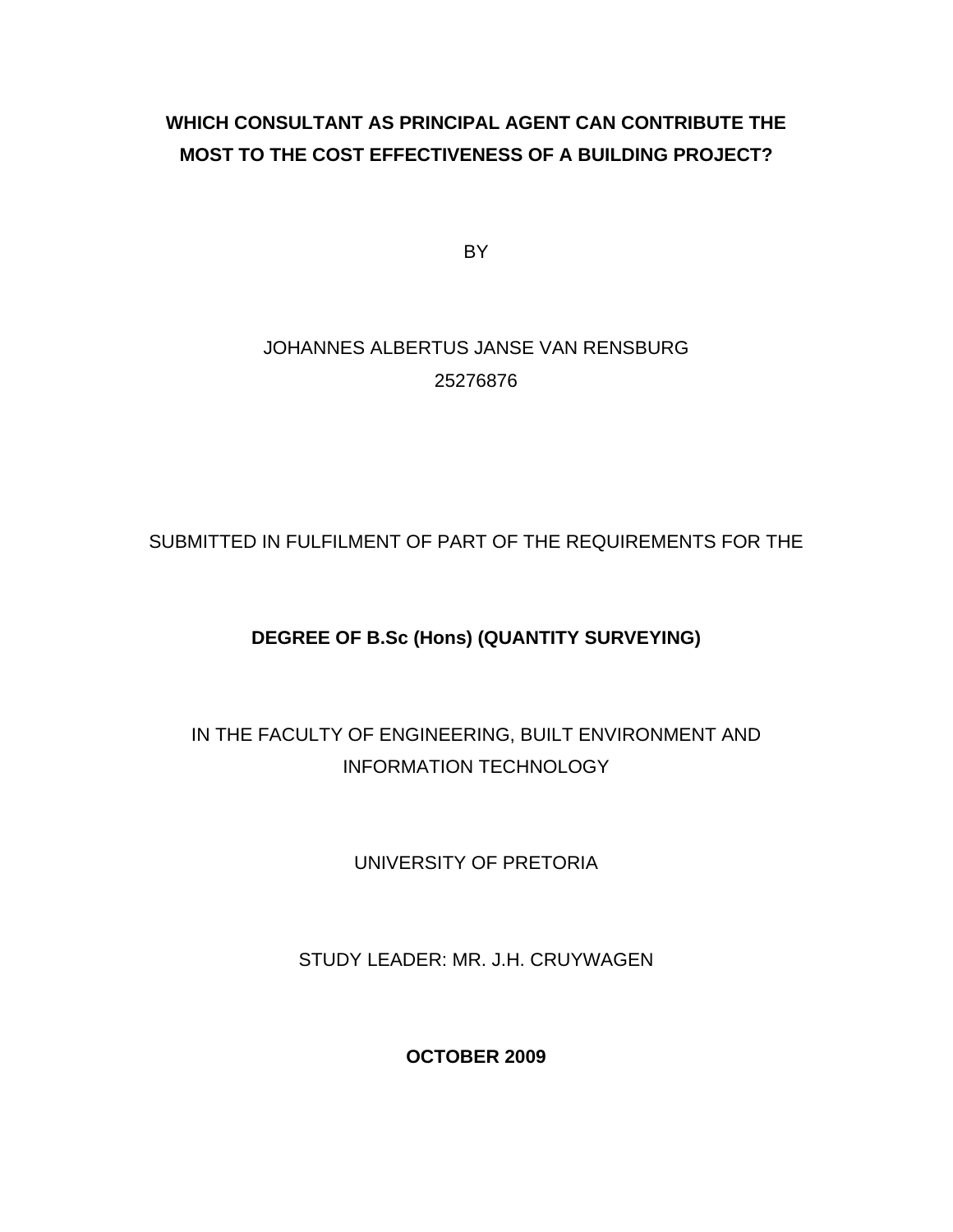# WHICH CONSULTANT AS PRINCIPAL AGENT CAN CONTRIBUTE THE MOST TO THE COST EFFECTIVENESS OF A BUILDING PROJECT?

BY

JOHANNES ALBERTUS JANSE VAN RENSBURG

25276876

SUBMITTED IN FULFILMENT OF PART OF THE REQUIREMENTS FOR THE

**DEGREE OF B.Sc (Hons) (QUANTITY SURVEYING)**

IN THE FACULTY OF ENGINEERING, BUILT ENVIRONMENT AND INFORMATION TECHNOLOGY

UNIVERSITY OF PRETORIA

STUDY LEADER: MR. J.H. CRUYWAGEN

**OCTOBER 2009**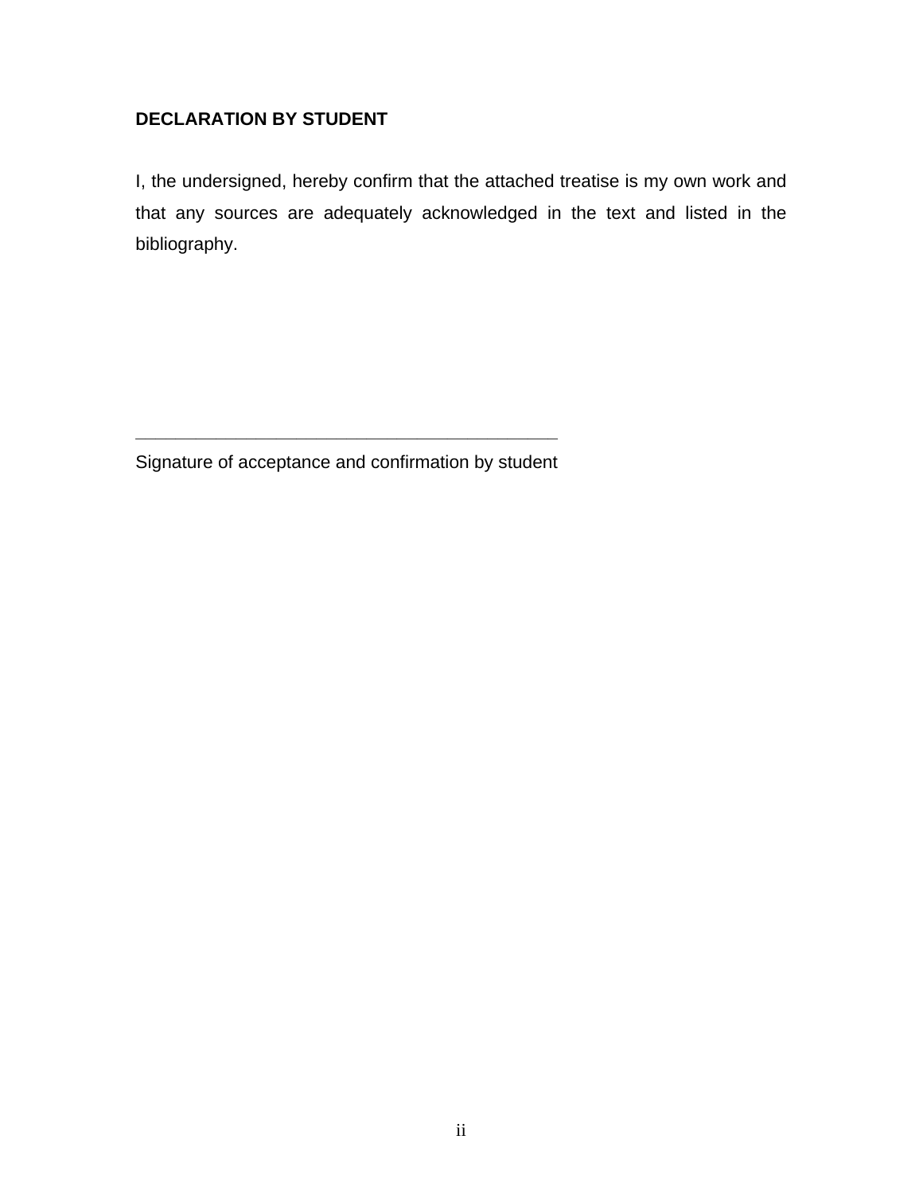**DECLARATION BY STUDENT**

I, the undersigned, hereby confirm that the attached treatise is my own work and that any sources are adequately acknowledged in the text and listed in the bibliography.

\_\_\_\_\_\_\_\_\_\_\_\_\_\_\_\_\_\_\_\_\_\_\_\_\_\_\_\_\_\_\_\_\_\_\_\_\_\_\_\_\_\_\_\_

Signature of acceptance and confirmation by student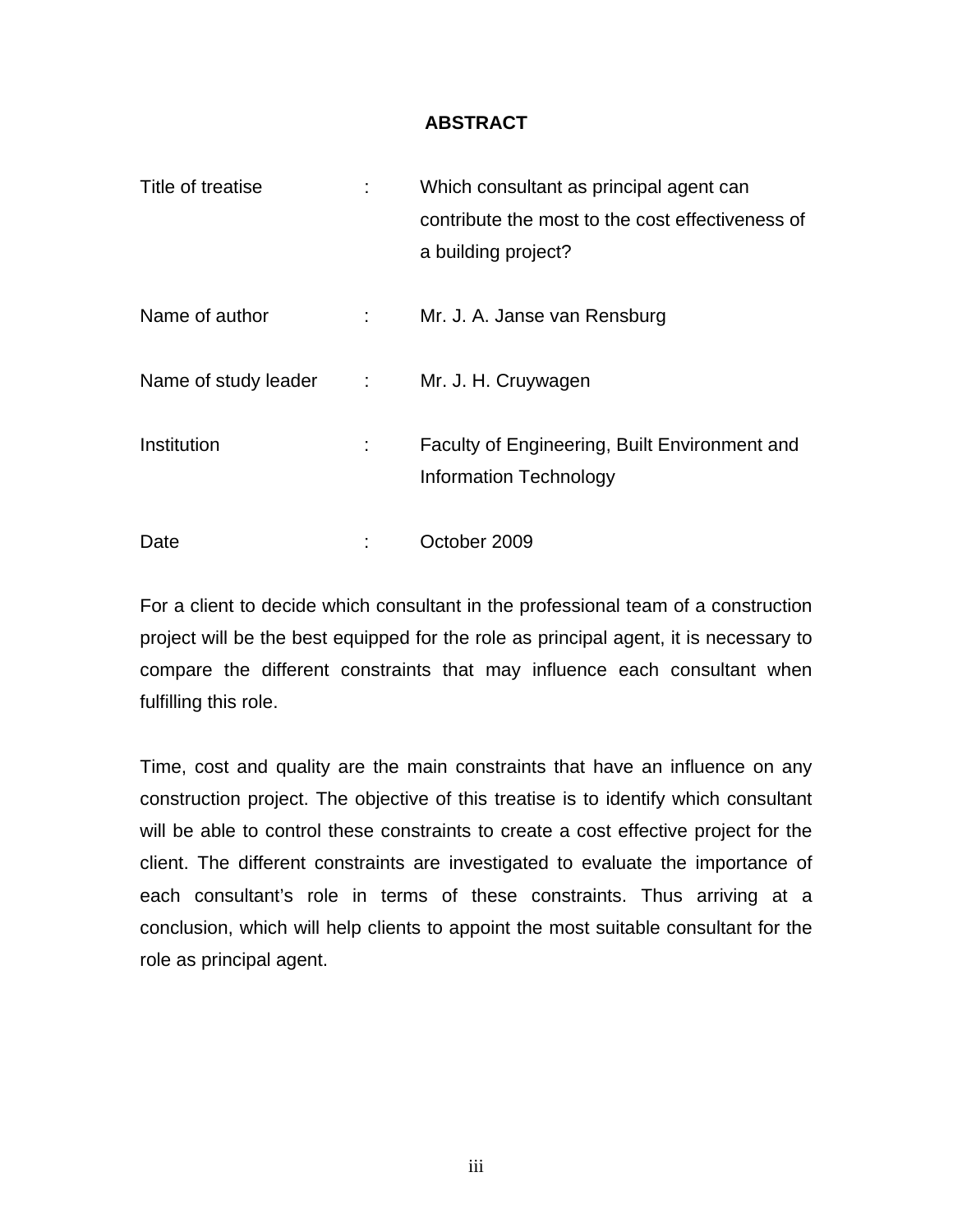# ABSTRACT

| | | |
|---|---|---|
| Title of treatise | : | Which consultant as principal agent can contribute the most to the cost effectiveness of a building project? |
| Name of author | : | Mr. J. A. Janse van Rensburg |
| Name of study leader | : | Mr. J. H. Cruywagen |
| Institution | : | Faculty of Engineering, Built Environment and Information Technology |
| Date | : | October 2009 |

For a client to decide which consultant in the professional team of a construction project will be the best equipped for the role as principal agent, it is necessary to compare the different constraints that may influence each consultant when fulfilling this role.

Time, cost and quality are the main constraints that have an influence on any construction project. The objective of this treatise is to identify which consultant will be able to control these constraints to create a cost effective project for the client. The different constraints are investigated to evaluate the importance of each consultant's role in terms of these constraints. Thus arriving at a conclusion, which will help clients to appoint the most suitable consultant for the role as principal agent.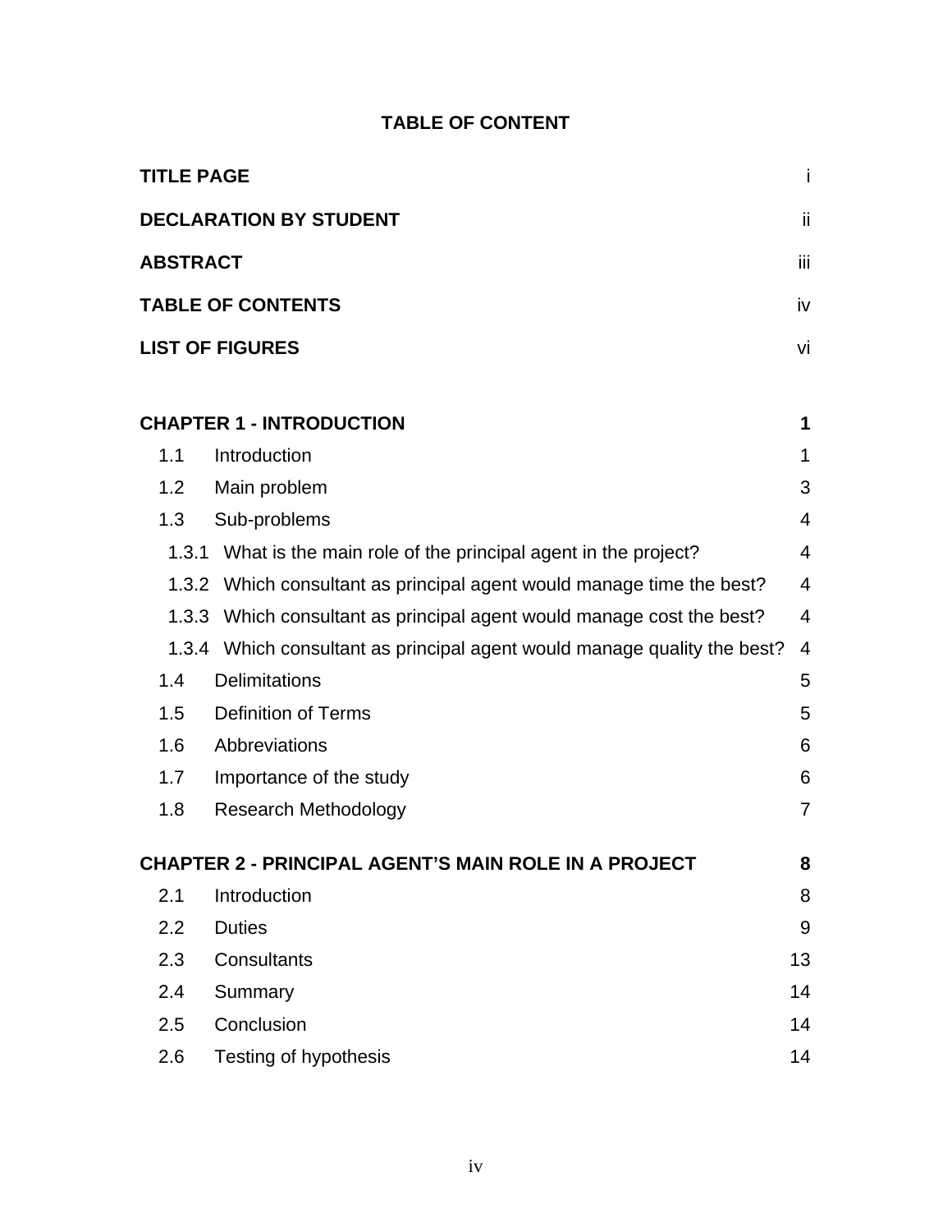## TABLE OF CONTENT

| | |
|---|---|
| **TITLE PAGE** | i |
| **DECLARATION BY STUDENT** | ii |
| **ABSTRACT** | iii |
| **TABLE OF CONTENTS** | iv |
| **LIST OF FIGURES** | vi |
| | |
| **CHAPTER 1 - INTRODUCTION** | **1** |
| 1.1 Introduction | 1 |
| 1.2 Main problem | 3 |
| 1.3 Sub-problems | 4 |
| 1.3.1 What is the main role of the principal agent in the project? | 4 |
| 1.3.2 Which consultant as principal agent would manage time the best? | 4 |
| 1.3.3 Which consultant as principal agent would manage cost the best? | 4 |
| 1.3.4 Which consultant as principal agent would manage quality the best? | 4 |
| 1.4 Delimitations | 5 |
| 1.5 Definition of Terms | 5 |
| 1.6 Abbreviations | 6 |
| 1.7 Importance of the study | 6 |
| 1.8 Research Methodology | 7 |
| | |
| **CHAPTER 2 - PRINCIPAL AGENT'S MAIN ROLE IN A PROJECT** | **8** |
| 2.1 Introduction | 8 |
| 2.2 Duties | 9 |
| 2.3 Consultants | 13 |
| 2.4 Summary | 14 |
| 2.5 Conclusion | 14 |
| 2.6 Testing of hypothesis | 14 |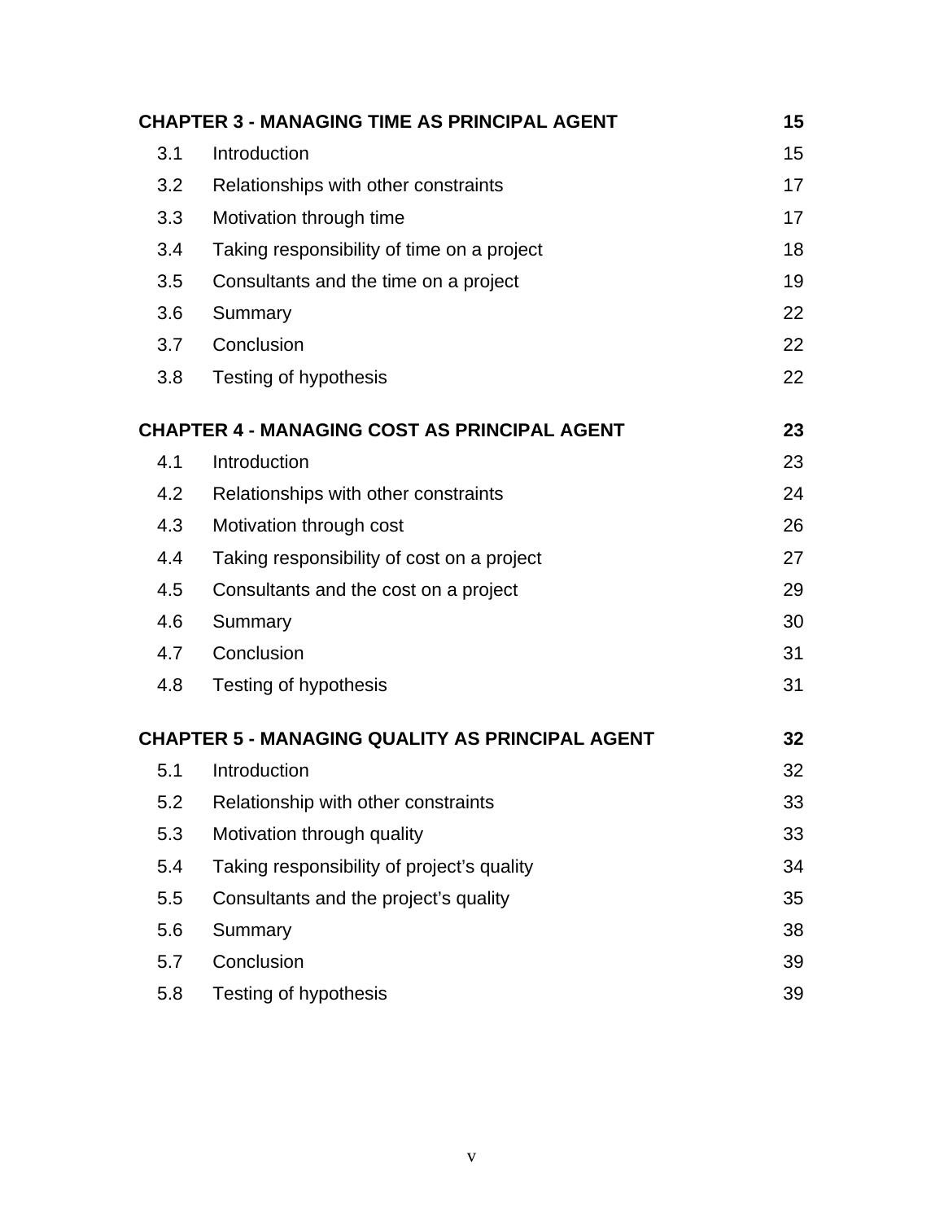| | | |
|---|---|---|
| **CHAPTER 3 - MANAGING TIME AS PRINCIPAL AGENT** | | **15** |
| 3.1 | Introduction | 15 |
| 3.2 | Relationships with other constraints | 17 |
| 3.3 | Motivation through time | 17 |
| 3.4 | Taking responsibility of time on a project | 18 |
| 3.5 | Consultants and the time on a project | 19 |
| 3.6 | Summary | 22 |
| 3.7 | Conclusion | 22 |
| 3.8 | Testing of hypothesis | 22 |
| **CHAPTER 4 - MANAGING COST AS PRINCIPAL AGENT** | | **23** |
| 4.1 | Introduction | 23 |
| 4.2 | Relationships with other constraints | 24 |
| 4.3 | Motivation through cost | 26 |
| 4.4 | Taking responsibility of cost on a project | 27 |
| 4.5 | Consultants and the cost on a project | 29 |
| 4.6 | Summary | 30 |
| 4.7 | Conclusion | 31 |
| 4.8 | Testing of hypothesis | 31 |
| **CHAPTER 5 - MANAGING QUALITY AS PRINCIPAL AGENT** | | **32** |
| 5.1 | Introduction | 32 |
| 5.2 | Relationship with other constraints | 33 |
| 5.3 | Motivation through quality | 33 |
| 5.4 | Taking responsibility of project's quality | 34 |
| 5.5 | Consultants and the project's quality | 35 |
| 5.6 | Summary | 38 |
| 5.7 | Conclusion | 39 |
| 5.8 | Testing of hypothesis | 39 |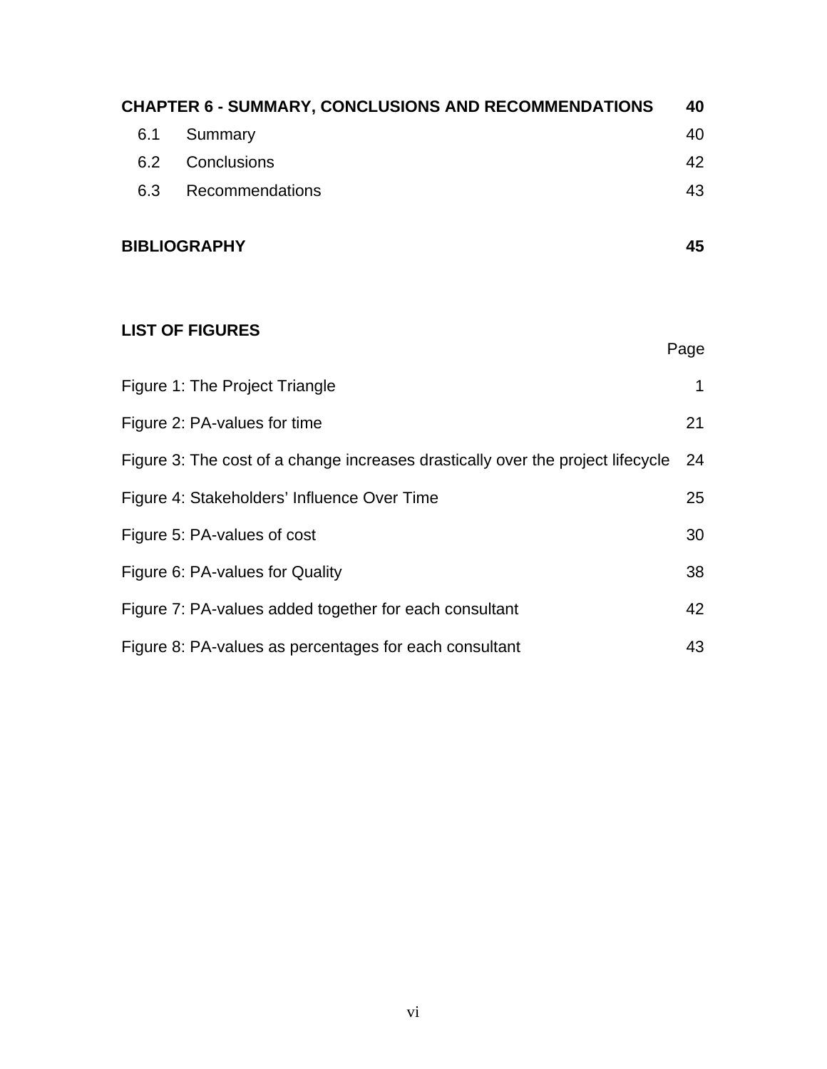| | | |
|---|---|---|
| **CHAPTER 6 - SUMMARY, CONCLUSIONS AND RECOMMENDATIONS** | | **40** |
| 6.1 | Summary | 40 |
| 6.2 | Conclusions | 42 |
| 6.3 | Recommendations | 43 |
| **BIBLIOGRAPHY** | | **45** |

**LIST OF FIGURES**

| | Page |
|---|---|
| Figure 1: The Project Triangle | 1 |
| Figure 2: PA-values for time | 21 |
| Figure 3: The cost of a change increases drastically over the project lifecycle | 24 |
| Figure 4: Stakeholders' Influence Over Time | 25 |
| Figure 5: PA-values of cost | 30 |
| Figure 6: PA-values for Quality | 38 |
| Figure 7: PA-values added together for each consultant | 42 |
| Figure 8: PA-values as percentages for each consultant | 43 |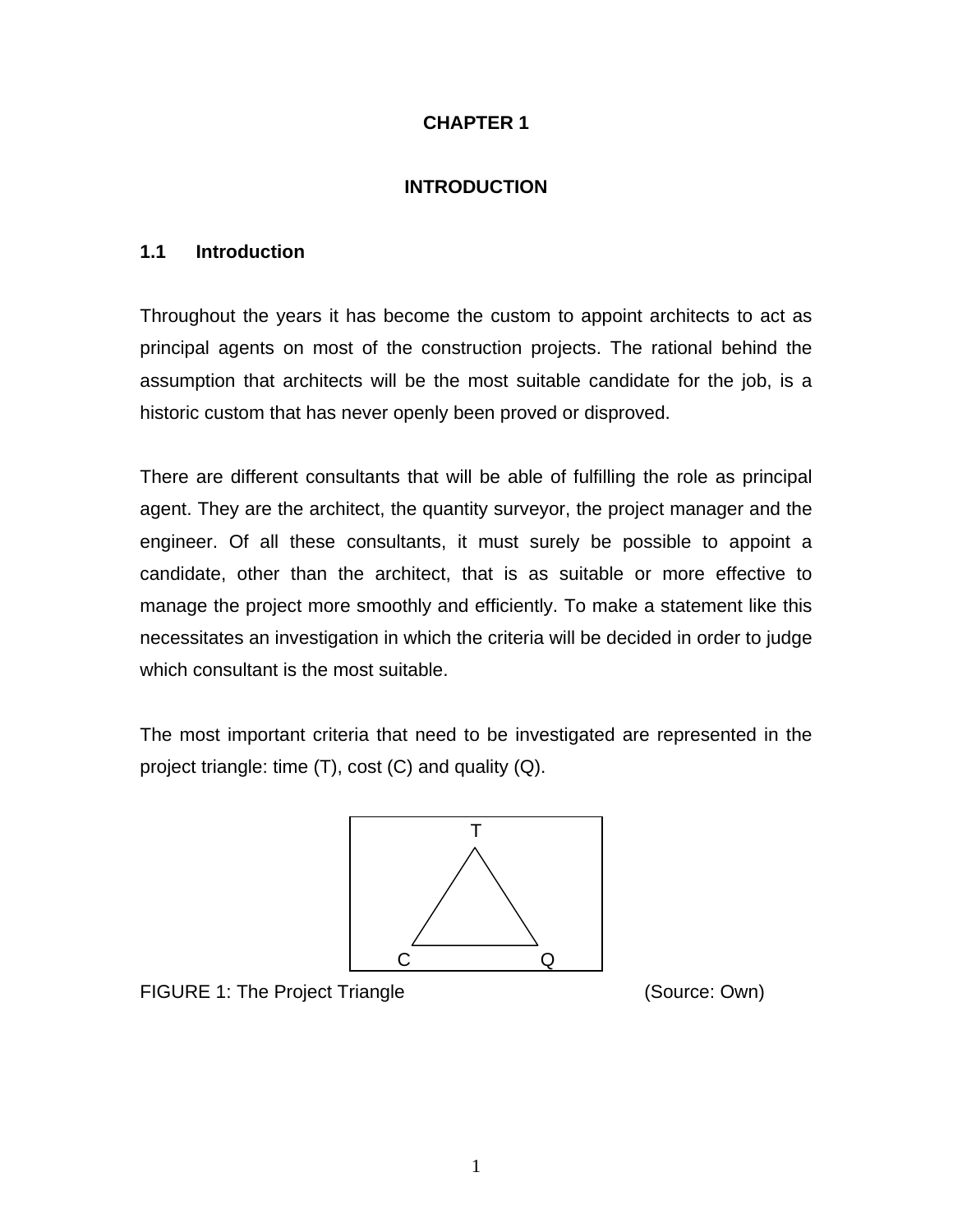# CHAPTER 1

# INTRODUCTION

## 1.1 Introduction

Throughout the years it has become the custom to appoint architects to act as principal agents on most of the construction projects. The rational behind the assumption that architects will be the most suitable candidate for the job, is a historic custom that has never openly been proved or disproved.

There are different consultants that will be able of fulfilling the role as principal agent. They are the architect, the quantity surveyor, the project manager and the engineer. Of all these consultants, it must surely be possible to appoint a candidate, other than the architect, that is as suitable or more effective to manage the project more smoothly and efficiently. To make a statement like this necessitates an investigation in which the criteria will be decided in order to judge which consultant is the most suitable.

The most important criteria that need to be investigated are represented in the project triangle: time (T), cost (C) and quality (Q).

T

C Q

FIGURE 1: The Project Triangle (Source: Own)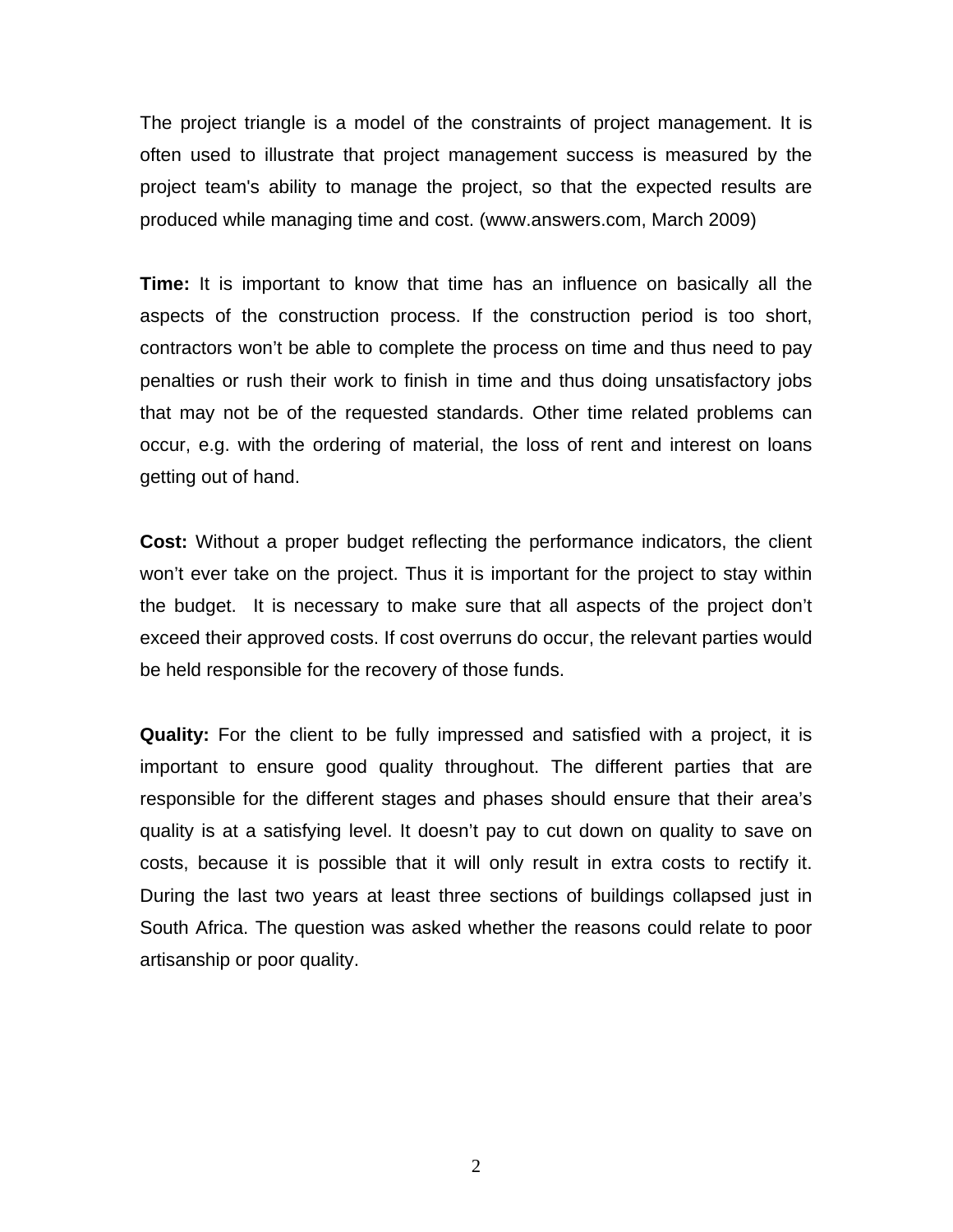The project triangle is a model of the constraints of project management. It is often used to illustrate that project management success is measured by the project team's ability to manage the project, so that the expected results are produced while managing time and cost. (www.answers.com, March 2009)

**Time:** It is important to know that time has an influence on basically all the aspects of the construction process. If the construction period is too short, contractors won't be able to complete the process on time and thus need to pay penalties or rush their work to finish in time and thus doing unsatisfactory jobs that may not be of the requested standards. Other time related problems can occur, e.g. with the ordering of material, the loss of rent and interest on loans getting out of hand.

**Cost:** Without a proper budget reflecting the performance indicators, the client won't ever take on the project. Thus it is important for the project to stay within the budget. It is necessary to make sure that all aspects of the project don't exceed their approved costs. If cost overruns do occur, the relevant parties would be held responsible for the recovery of those funds.

**Quality:** For the client to be fully impressed and satisfied with a project, it is important to ensure good quality throughout. The different parties that are responsible for the different stages and phases should ensure that their area's quality is at a satisfying level. It doesn't pay to cut down on quality to save on costs, because it is possible that it will only result in extra costs to rectify it. During the last two years at least three sections of buildings collapsed just in South Africa. The question was asked whether the reasons could relate to poor artisanship or poor quality.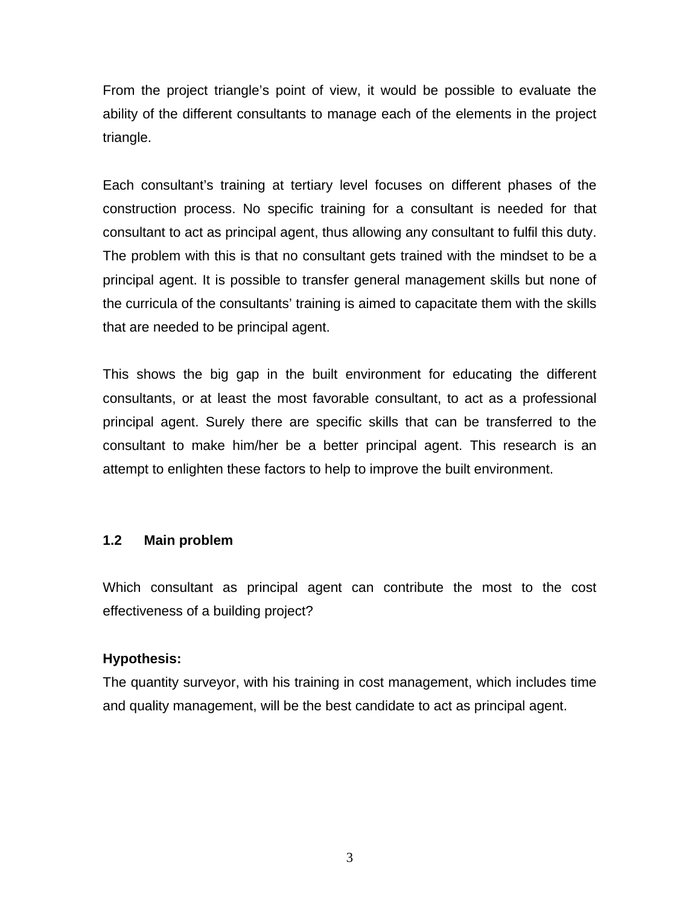From the project triangle's point of view, it would be possible to evaluate the ability of the different consultants to manage each of the elements in the project triangle.

Each consultant's training at tertiary level focuses on different phases of the construction process. No specific training for a consultant is needed for that consultant to act as principal agent, thus allowing any consultant to fulfil this duty. The problem with this is that no consultant gets trained with the mindset to be a principal agent. It is possible to transfer general management skills but none of the curricula of the consultants' training is aimed to capacitate them with the skills that are needed to be principal agent.

This shows the big gap in the built environment for educating the different consultants, or at least the most favorable consultant, to act as a professional principal agent. Surely there are specific skills that can be transferred to the consultant to make him/her be a better principal agent. This research is an attempt to enlighten these factors to help to improve the built environment.

## 1.2 Main problem

Which consultant as principal agent can contribute the most to the cost effectiveness of a building project?

**Hypothesis:**

The quantity surveyor, with his training in cost management, which includes time and quality management, will be the best candidate to act as principal agent.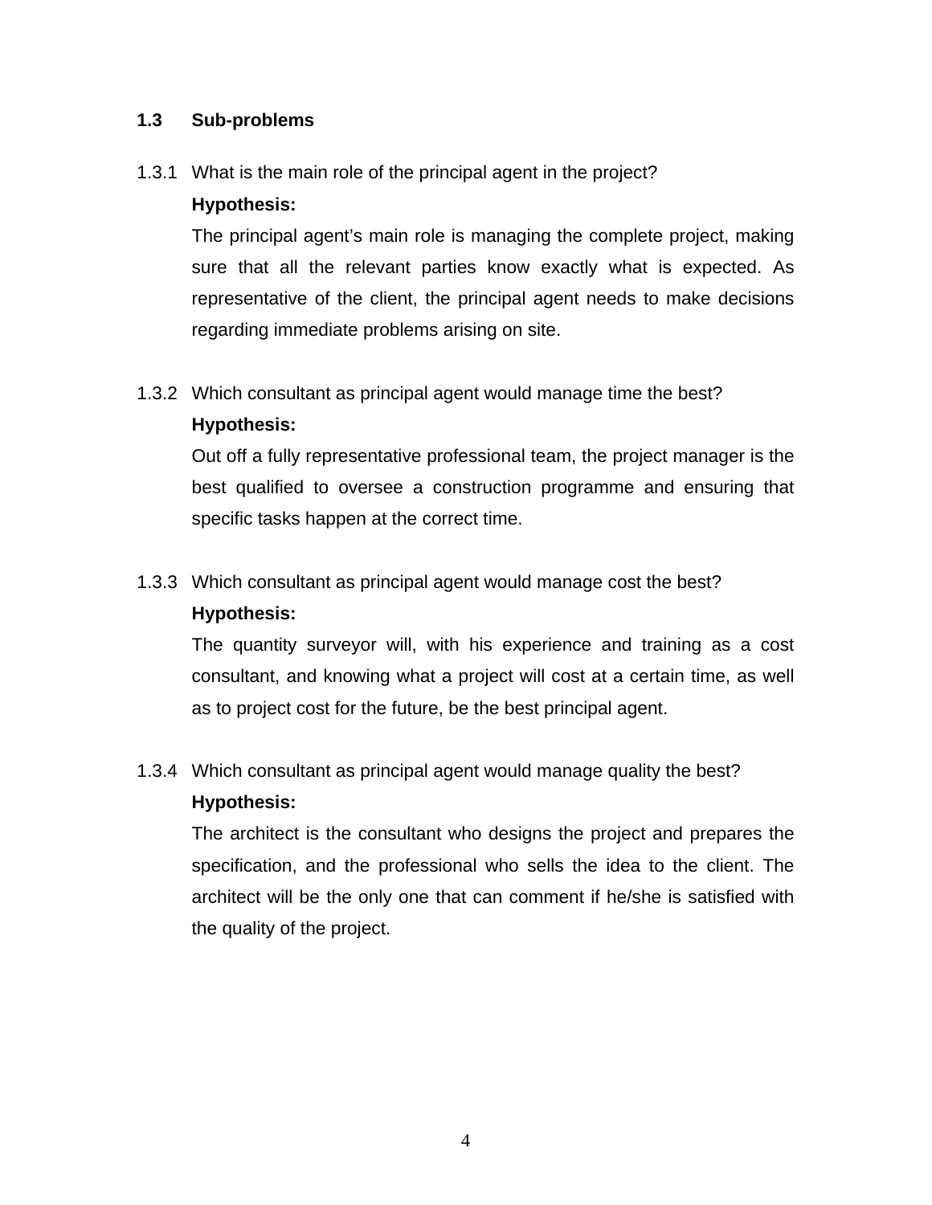## 1.3 Sub-problems

1.3.1 What is the main role of the principal agent in the project?

**Hypothesis:**

The principal agent's main role is managing the complete project, making sure that all the relevant parties know exactly what is expected. As representative of the client, the principal agent needs to make decisions regarding immediate problems arising on site.

1.3.2 Which consultant as principal agent would manage time the best?

**Hypothesis:**

Out off a fully representative professional team, the project manager is the best qualified to oversee a construction programme and ensuring that specific tasks happen at the correct time.

1.3.3 Which consultant as principal agent would manage cost the best?

**Hypothesis:**

The quantity surveyor will, with his experience and training as a cost consultant, and knowing what a project will cost at a certain time, as well as to project cost for the future, be the best principal agent.

1.3.4 Which consultant as principal agent would manage quality the best?

**Hypothesis:**

The architect is the consultant who designs the project and prepares the specification, and the professional who sells the idea to the client. The architect will be the only one that can comment if he/she is satisfied with the quality of the project.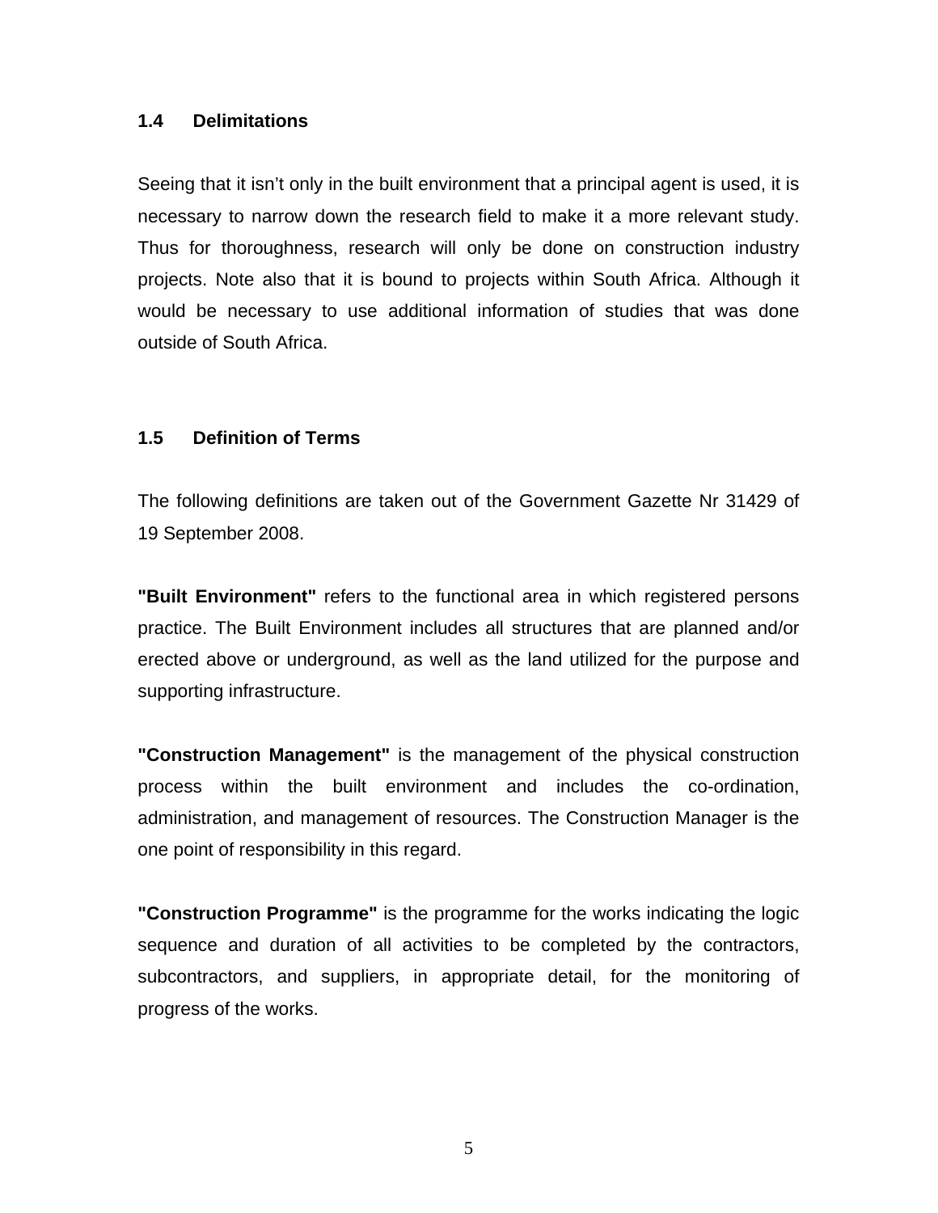## 1.4 Delimitations

Seeing that it isn't only in the built environment that a principal agent is used, it is necessary to narrow down the research field to make it a more relevant study. Thus for thoroughness, research will only be done on construction industry projects. Note also that it is bound to projects within South Africa. Although it would be necessary to use additional information of studies that was done outside of South Africa.

## 1.5 Definition of Terms

The following definitions are taken out of the Government Gazette Nr 31429 of 19 September 2008.

**"Built Environment"** refers to the functional area in which registered persons practice. The Built Environment includes all structures that are planned and/or erected above or underground, as well as the land utilized for the purpose and supporting infrastructure.

**"Construction Management"** is the management of the physical construction process within the built environment and includes the co-ordination, administration, and management of resources. The Construction Manager is the one point of responsibility in this regard.

**"Construction Programme"** is the programme for the works indicating the logic sequence and duration of all activities to be completed by the contractors, subcontractors, and suppliers, in appropriate detail, for the monitoring of progress of the works.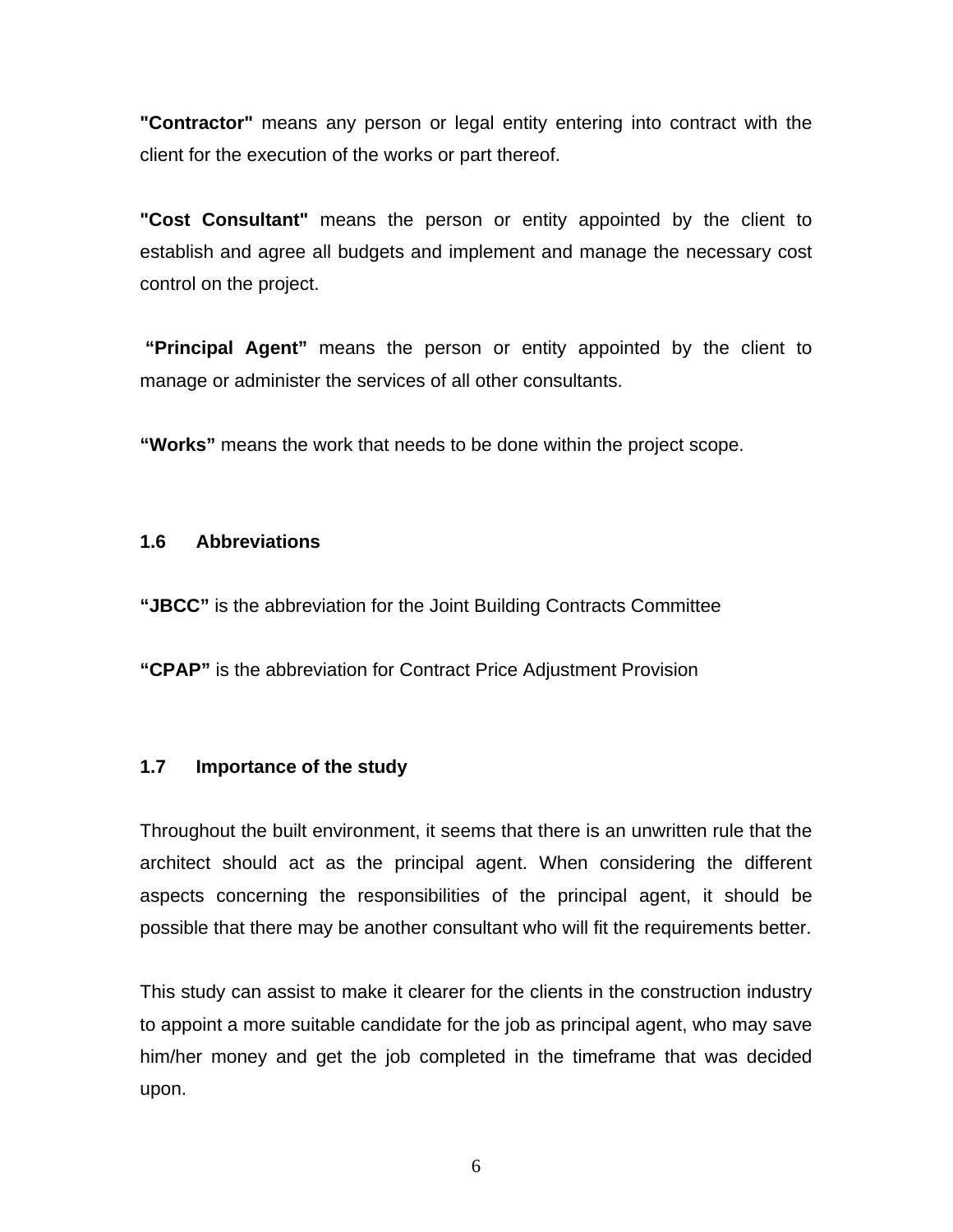**"Contractor"** means any person or legal entity entering into contract with the client for the execution of the works or part thereof.

**"Cost Consultant"** means the person or entity appointed by the client to establish and agree all budgets and implement and manage the necessary cost control on the project.

**"Principal Agent"** means the person or entity appointed by the client to manage or administer the services of all other consultants.

**"Works"** means the work that needs to be done within the project scope.

## 1.6 Abbreviations

**"JBCC"** is the abbreviation for the Joint Building Contracts Committee

**"CPAP"** is the abbreviation for Contract Price Adjustment Provision

## 1.7 Importance of the study

Throughout the built environment, it seems that there is an unwritten rule that the architect should act as the principal agent. When considering the different aspects concerning the responsibilities of the principal agent, it should be possible that there may be another consultant who will fit the requirements better.

This study can assist to make it clearer for the clients in the construction industry to appoint a more suitable candidate for the job as principal agent, who may save him/her money and get the job completed in the timeframe that was decided upon.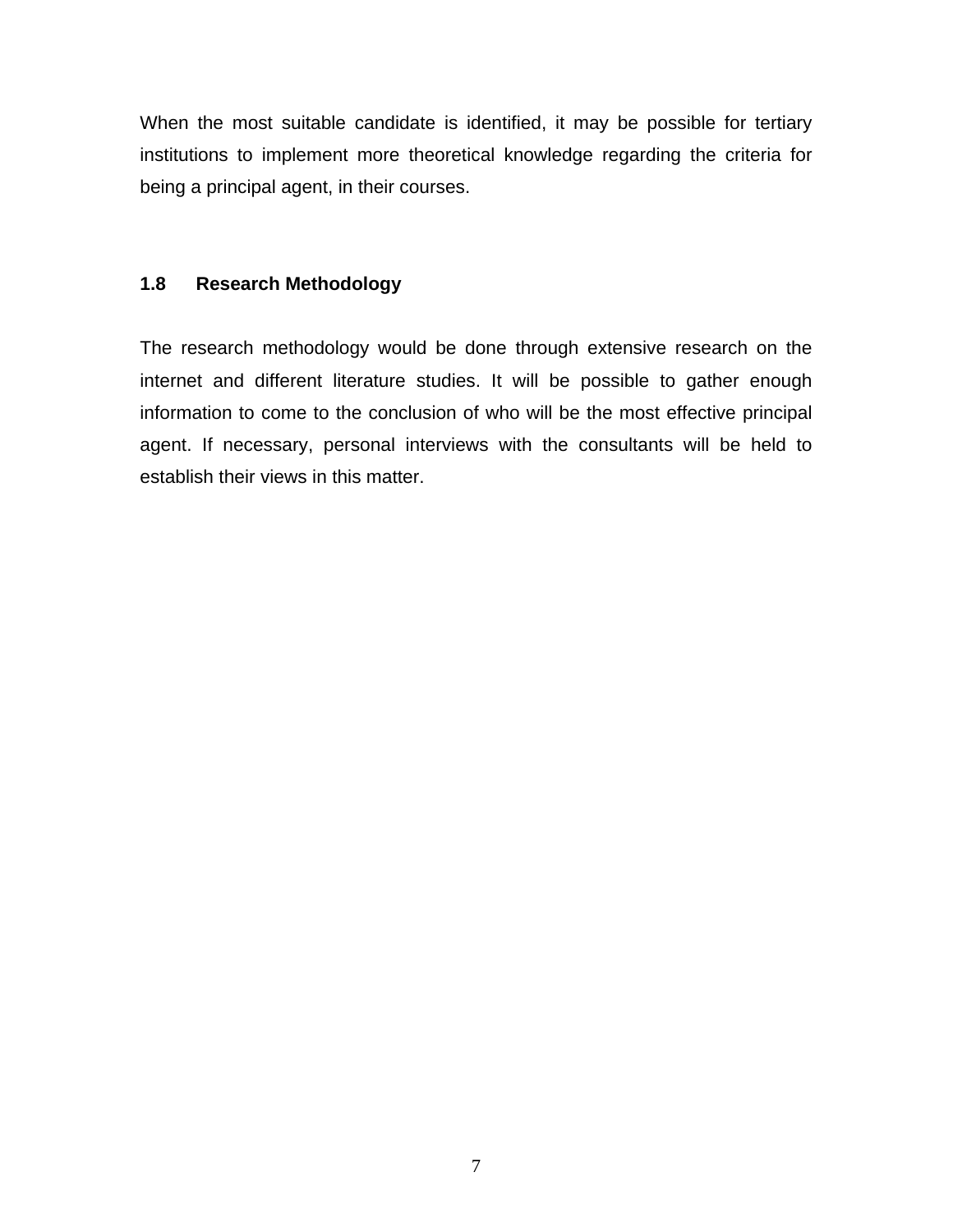When the most suitable candidate is identified, it may be possible for tertiary institutions to implement more theoretical knowledge regarding the criteria for being a principal agent, in their courses.

## 1.8 Research Methodology

The research methodology would be done through extensive research on the internet and different literature studies. It will be possible to gather enough information to come to the conclusion of who will be the most effective principal agent. If necessary, personal interviews with the consultants will be held to establish their views in this matter.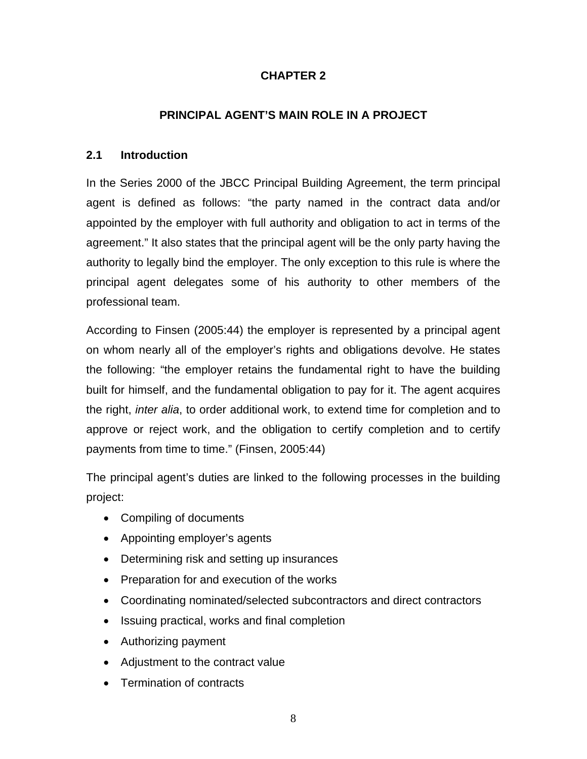# CHAPTER 2

# PRINCIPAL AGENT'S MAIN ROLE IN A PROJECT

## 2.1 Introduction

In the Series 2000 of the JBCC Principal Building Agreement, the term principal agent is defined as follows: "the party named in the contract data and/or appointed by the employer with full authority and obligation to act in terms of the agreement." It also states that the principal agent will be the only party having the authority to legally bind the employer. The only exception to this rule is where the principal agent delegates some of his authority to other members of the professional team.

According to Finsen (2005:44) the employer is represented by a principal agent on whom nearly all of the employer's rights and obligations devolve. He states the following: "the employer retains the fundamental right to have the building built for himself, and the fundamental obligation to pay for it. The agent acquires the right, *inter alia*, to order additional work, to extend time for completion and to approve or reject work, and the obligation to certify completion and to certify payments from time to time." (Finsen, 2005:44)

The principal agent's duties are linked to the following processes in the building project:

- Compiling of documents
- Appointing employer's agents
- Determining risk and setting up insurances
- Preparation for and execution of the works
- Coordinating nominated/selected subcontractors and direct contractors
- Issuing practical, works and final completion
- Authorizing payment
- Adjustment to the contract value
- Termination of contracts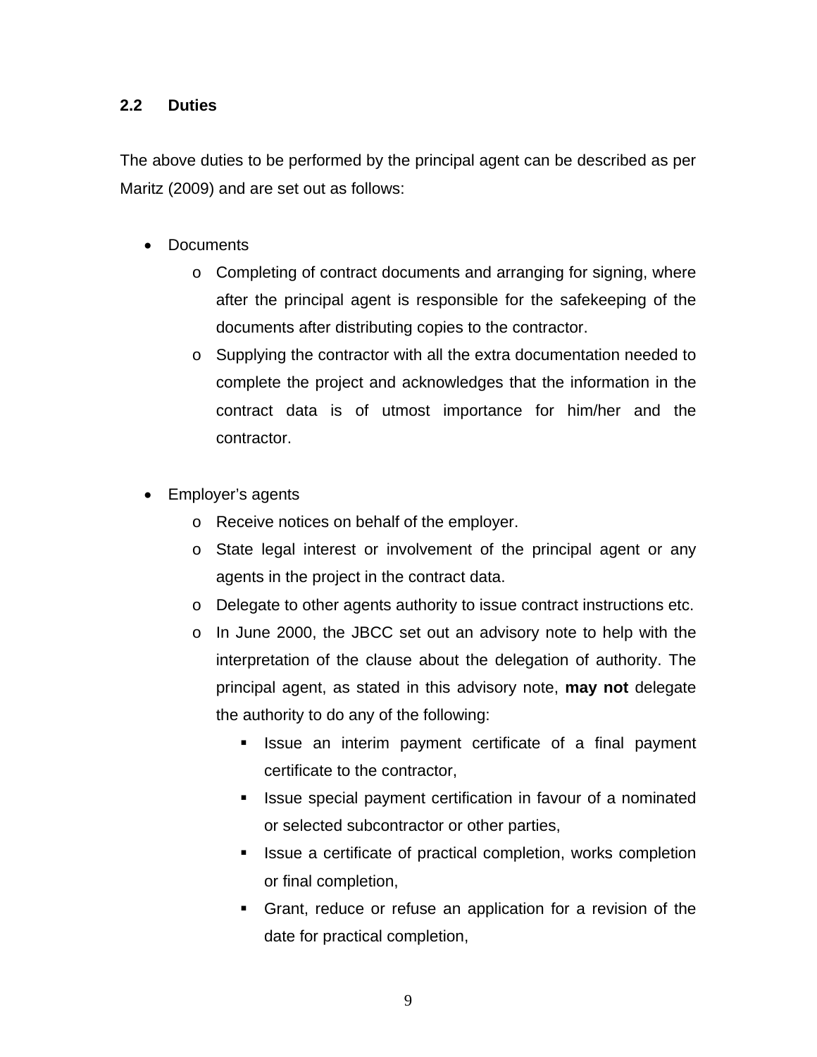## 2.2 Duties

The above duties to be performed by the principal agent can be described as per Maritz (2009) and are set out as follows:

- Documents
  - Completing of contract documents and arranging for signing, where after the principal agent is responsible for the safekeeping of the documents after distributing copies to the contractor.
  - Supplying the contractor with all the extra documentation needed to complete the project and acknowledges that the information in the contract data is of utmost importance for him/her and the contractor.

- Employer's agents
  - Receive notices on behalf of the employer.
  - State legal interest or involvement of the principal agent or any agents in the project in the contract data.
  - Delegate to other agents authority to issue contract instructions etc.
  - In June 2000, the JBCC set out an advisory note to help with the interpretation of the clause about the delegation of authority. The principal agent, as stated in this advisory note, **may not** delegate the authority to do any of the following:
    - Issue an interim payment certificate of a final payment certificate to the contractor,
    - Issue special payment certification in favour of a nominated or selected subcontractor or other parties,
    - Issue a certificate of practical completion, works completion or final completion,
    - Grant, reduce or refuse an application for a revision of the date for practical completion,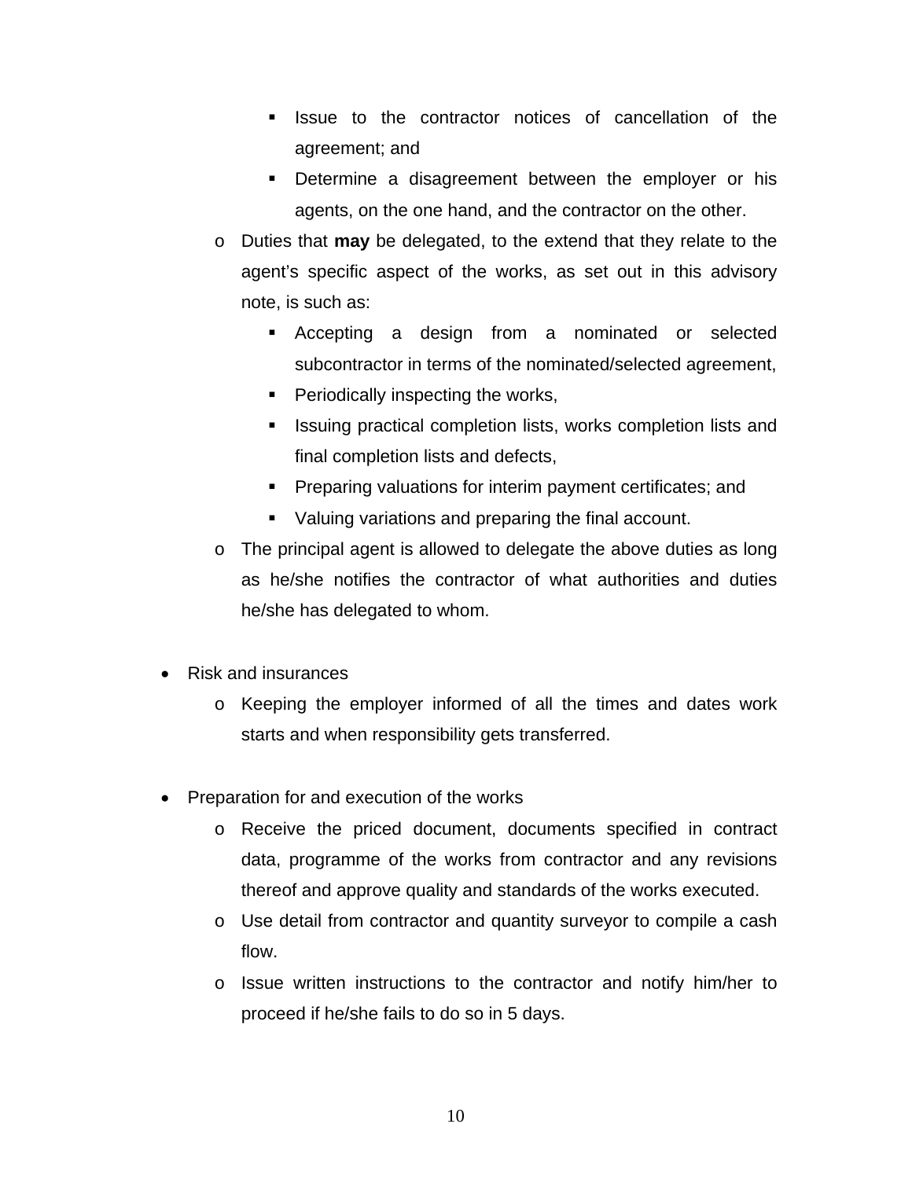- Issue to the contractor notices of cancellation of the agreement; and
        - Determine a disagreement between the employer or his agents, on the one hand, and the contractor on the other.
    - Duties that **may** be delegated, to the extend that they relate to the agent's specific aspect of the works, as set out in this advisory note, is such as:
        - Accepting a design from a nominated or selected subcontractor in terms of the nominated/selected agreement,
        - Periodically inspecting the works,
        - Issuing practical completion lists, works completion lists and final completion lists and defects,
        - Preparing valuations for interim payment certificates; and
        - Valuing variations and preparing the final account.
    - The principal agent is allowed to delegate the above duties as long as he/she notifies the contractor of what authorities and duties he/she has delegated to whom.

- Risk and insurances
    - Keeping the employer informed of all the times and dates work starts and when responsibility gets transferred.

- Preparation for and execution of the works
    - Receive the priced document, documents specified in contract data, programme of the works from contractor and any revisions thereof and approve quality and standards of the works executed.
    - Use detail from contractor and quantity surveyor to compile a cash flow.
    - Issue written instructions to the contractor and notify him/her to proceed if he/she fails to do so in 5 days.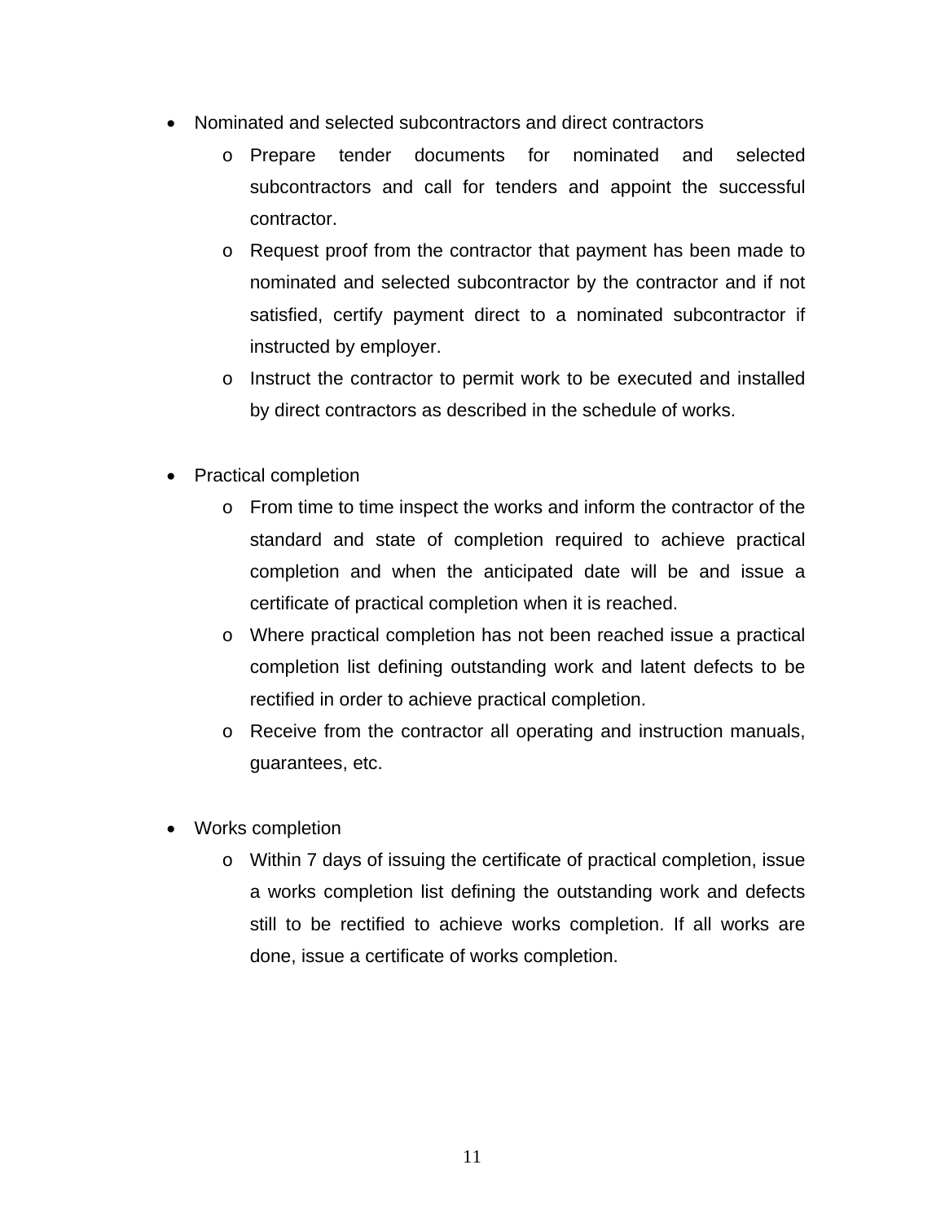- Nominated and selected subcontractors and direct contractors
  - Prepare tender documents for nominated and selected subcontractors and call for tenders and appoint the successful contractor.
  - Request proof from the contractor that payment has been made to nominated and selected subcontractor by the contractor and if not satisfied, certify payment direct to a nominated subcontractor if instructed by employer.
  - Instruct the contractor to permit work to be executed and installed by direct contractors as described in the schedule of works.

- Practical completion
  - From time to time inspect the works and inform the contractor of the standard and state of completion required to achieve practical completion and when the anticipated date will be and issue a certificate of practical completion when it is reached.
  - Where practical completion has not been reached issue a practical completion list defining outstanding work and latent defects to be rectified in order to achieve practical completion.
  - Receive from the contractor all operating and instruction manuals, guarantees, etc.

- Works completion
  - Within 7 days of issuing the certificate of practical completion, issue a works completion list defining the outstanding work and defects still to be rectified to achieve works completion. If all works are done, issue a certificate of works completion.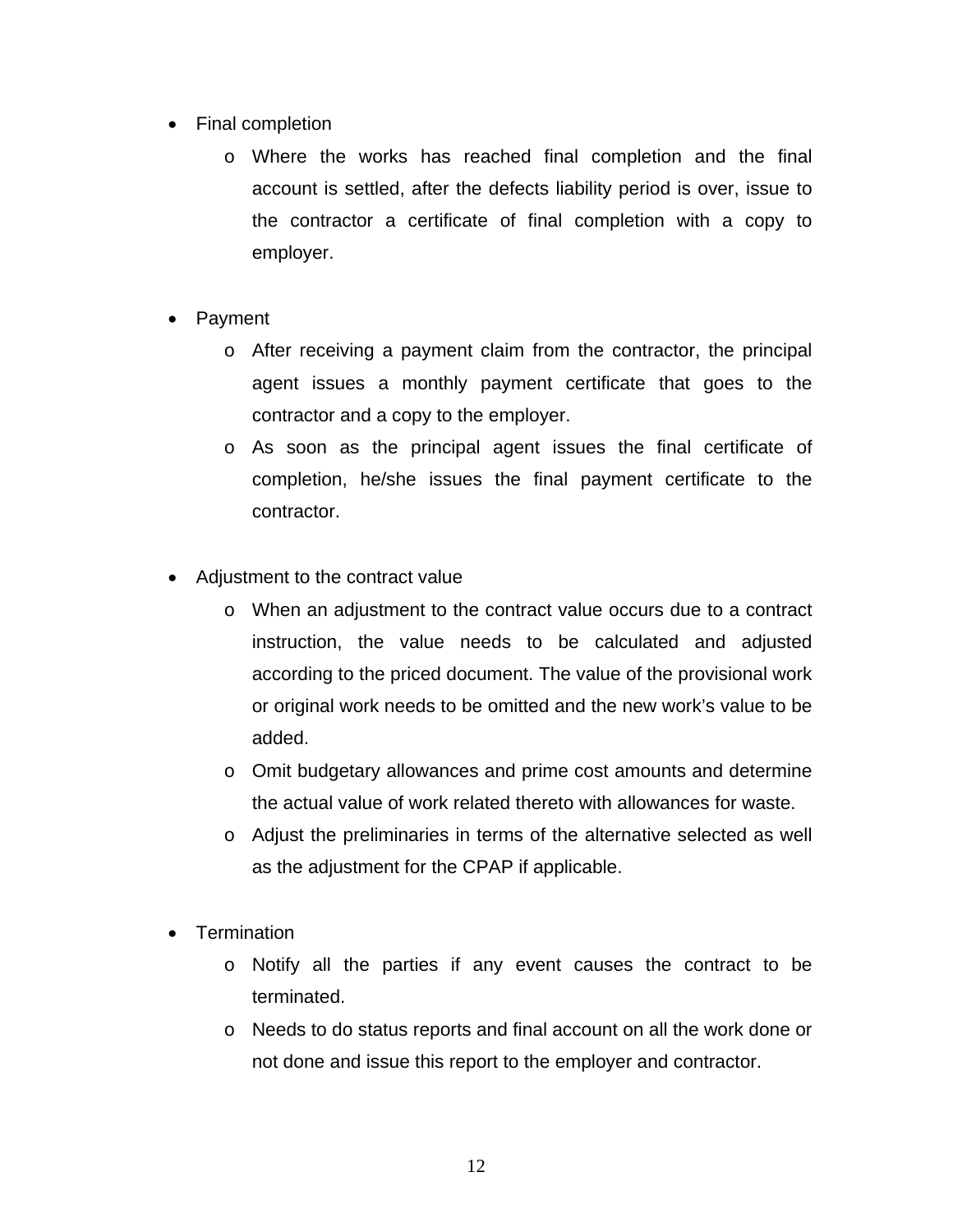- Final completion
    - Where the works has reached final completion and the final account is settled, after the defects liability period is over, issue to the contractor a certificate of final completion with a copy to employer.

- Payment
    - After receiving a payment claim from the contractor, the principal agent issues a monthly payment certificate that goes to the contractor and a copy to the employer.
    - As soon as the principal agent issues the final certificate of completion, he/she issues the final payment certificate to the contractor.

- Adjustment to the contract value
    - When an adjustment to the contract value occurs due to a contract instruction, the value needs to be calculated and adjusted according to the priced document. The value of the provisional work or original work needs to be omitted and the new work's value to be added.
    - Omit budgetary allowances and prime cost amounts and determine the actual value of work related thereto with allowances for waste.
    - Adjust the preliminaries in terms of the alternative selected as well as the adjustment for the CPAP if applicable.

- Termination
    - Notify all the parties if any event causes the contract to be terminated.
    - Needs to do status reports and final account on all the work done or not done and issue this report to the employer and contractor.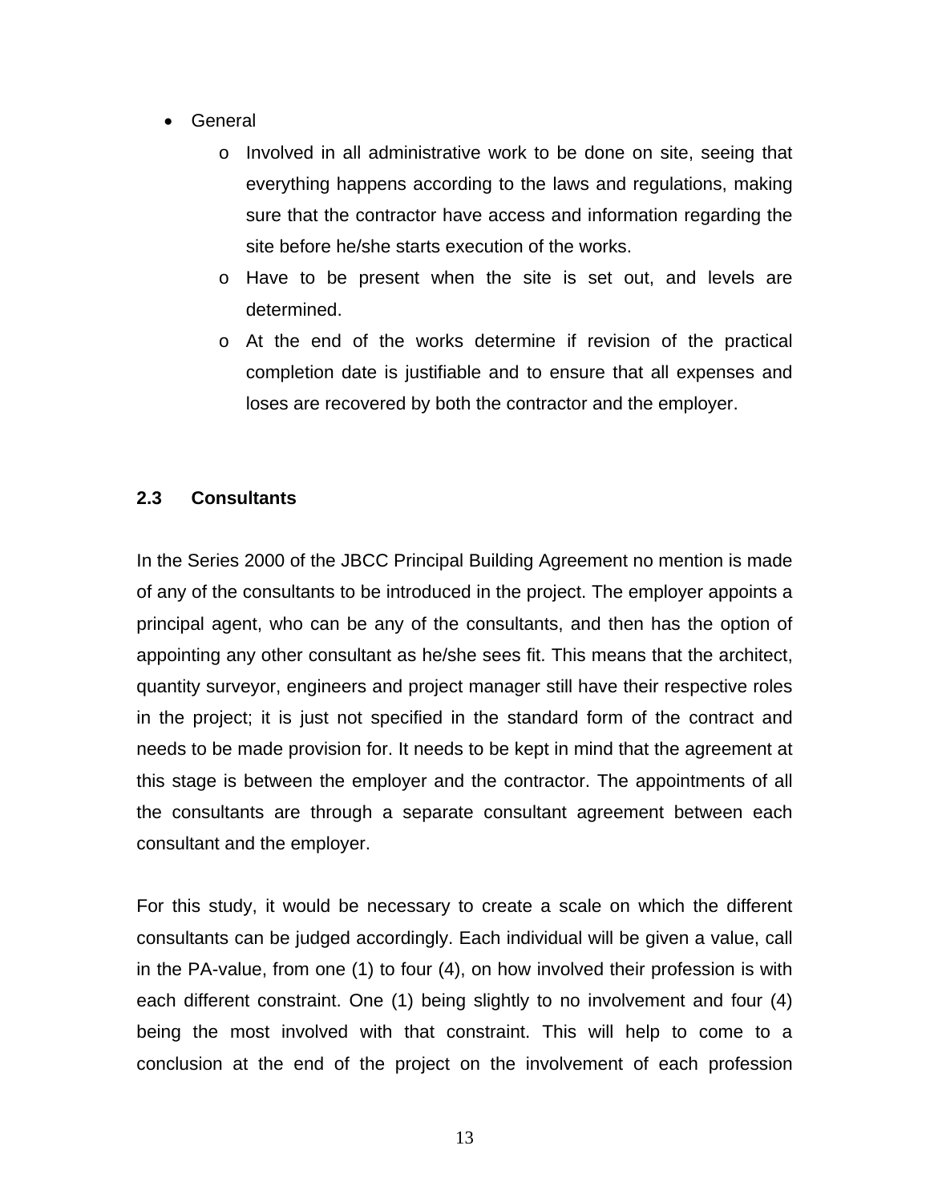- General
    - Involved in all administrative work to be done on site, seeing that everything happens according to the laws and regulations, making sure that the contractor have access and information regarding the site before he/she starts execution of the works.
    - Have to be present when the site is set out, and levels are determined.
    - At the end of the works determine if revision of the practical completion date is justifiable and to ensure that all expenses and loses are recovered by both the contractor and the employer.

## 2.3 Consultants

In the Series 2000 of the JBCC Principal Building Agreement no mention is made of any of the consultants to be introduced in the project. The employer appoints a principal agent, who can be any of the consultants, and then has the option of appointing any other consultant as he/she sees fit. This means that the architect, quantity surveyor, engineers and project manager still have their respective roles in the project; it is just not specified in the standard form of the contract and needs to be made provision for. It needs to be kept in mind that the agreement at this stage is between the employer and the contractor. The appointments of all the consultants are through a separate consultant agreement between each consultant and the employer.

For this study, it would be necessary to create a scale on which the different consultants can be judged accordingly. Each individual will be given a value, call in the PA-value, from one (1) to four (4), on how involved their profession is with each different constraint. One (1) being slightly to no involvement and four (4) being the most involved with that constraint. This will help to come to a conclusion at the end of the project on the involvement of each profession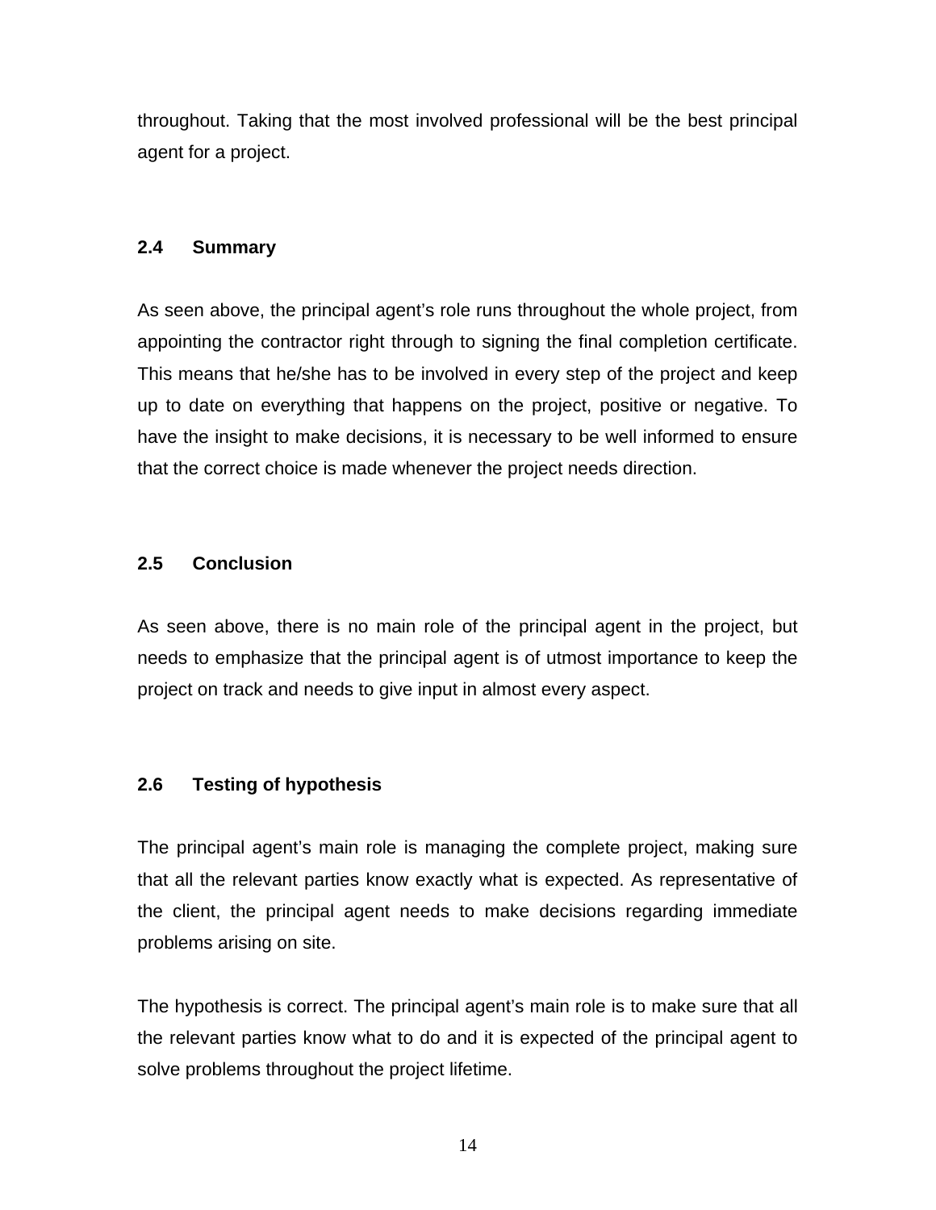throughout. Taking that the most involved professional will be the best principal agent for a project.

## 2.4 Summary

As seen above, the principal agent's role runs throughout the whole project, from appointing the contractor right through to signing the final completion certificate. This means that he/she has to be involved in every step of the project and keep up to date on everything that happens on the project, positive or negative. To have the insight to make decisions, it is necessary to be well informed to ensure that the correct choice is made whenever the project needs direction.

## 2.5 Conclusion

As seen above, there is no main role of the principal agent in the project, but needs to emphasize that the principal agent is of utmost importance to keep the project on track and needs to give input in almost every aspect.

## 2.6 Testing of hypothesis

The principal agent's main role is managing the complete project, making sure that all the relevant parties know exactly what is expected. As representative of the client, the principal agent needs to make decisions regarding immediate problems arising on site.

The hypothesis is correct. The principal agent's main role is to make sure that all the relevant parties know what to do and it is expected of the principal agent to solve problems throughout the project lifetime.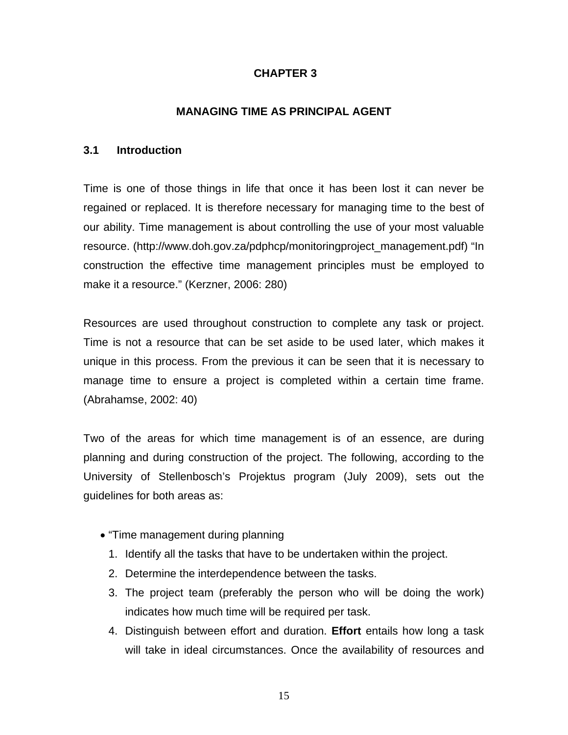# CHAPTER 3

# MANAGING TIME AS PRINCIPAL AGENT

## 3.1 Introduction

Time is one of those things in life that once it has been lost it can never be regained or replaced. It is therefore necessary for managing time to the best of our ability. Time management is about controlling the use of your most valuable resource. (http://www.doh.gov.za/pdphcp/monitoringproject_management.pdf) "In construction the effective time management principles must be employed to make it a resource." (Kerzner, 2006: 280)

Resources are used throughout construction to complete any task or project. Time is not a resource that can be set aside to be used later, which makes it unique in this process. From the previous it can be seen that it is necessary to manage time to ensure a project is completed within a certain time frame. (Abrahamse, 2002: 40)

Two of the areas for which time management is of an essence, are during planning and during construction of the project. The following, according to the University of Stellenbosch's Projektus program (July 2009), sets out the guidelines for both areas as:

- "Time management during planning
  1. Identify all the tasks that have to be undertaken within the project.
  2. Determine the interdependence between the tasks.
  3. The project team (preferably the person who will be doing the work) indicates how much time will be required per task.
  4. Distinguish between effort and duration. **Effort** entails how long a task will take in ideal circumstances. Once the availability of resources and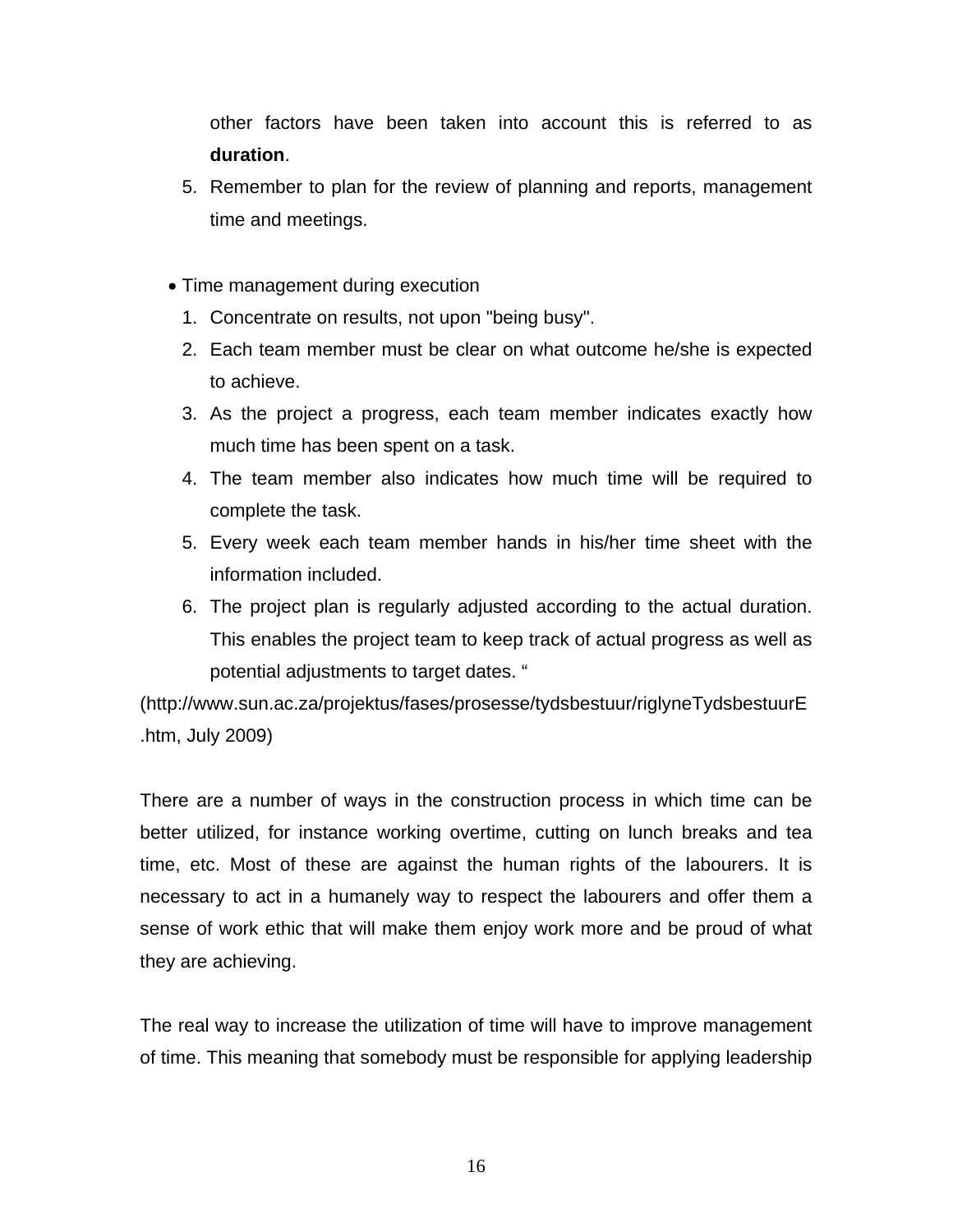other factors have been taken into account this is referred to as **duration**.

5. Remember to plan for the review of planning and reports, management time and meetings.

- Time management during execution
  1. Concentrate on results, not upon "being busy".
  2. Each team member must be clear on what outcome he/she is expected to achieve.
  3. As the project a progress, each team member indicates exactly how much time has been spent on a task.
  4. The team member also indicates how much time will be required to complete the task.
  5. Every week each team member hands in his/her time sheet with the information included.
  6. The project plan is regularly adjusted according to the actual duration. This enables the project team to keep track of actual progress as well as potential adjustments to target dates. "

(http://www.sun.ac.za/projektus/fases/prosesse/tydsbestuur/riglyneTydsbestuurE.htm, July 2009)

There are a number of ways in the construction process in which time can be better utilized, for instance working overtime, cutting on lunch breaks and tea time, etc. Most of these are against the human rights of the labourers. It is necessary to act in a humanely way to respect the labourers and offer them a sense of work ethic that will make them enjoy work more and be proud of what they are achieving.

The real way to increase the utilization of time will have to improve management of time. This meaning that somebody must be responsible for applying leadership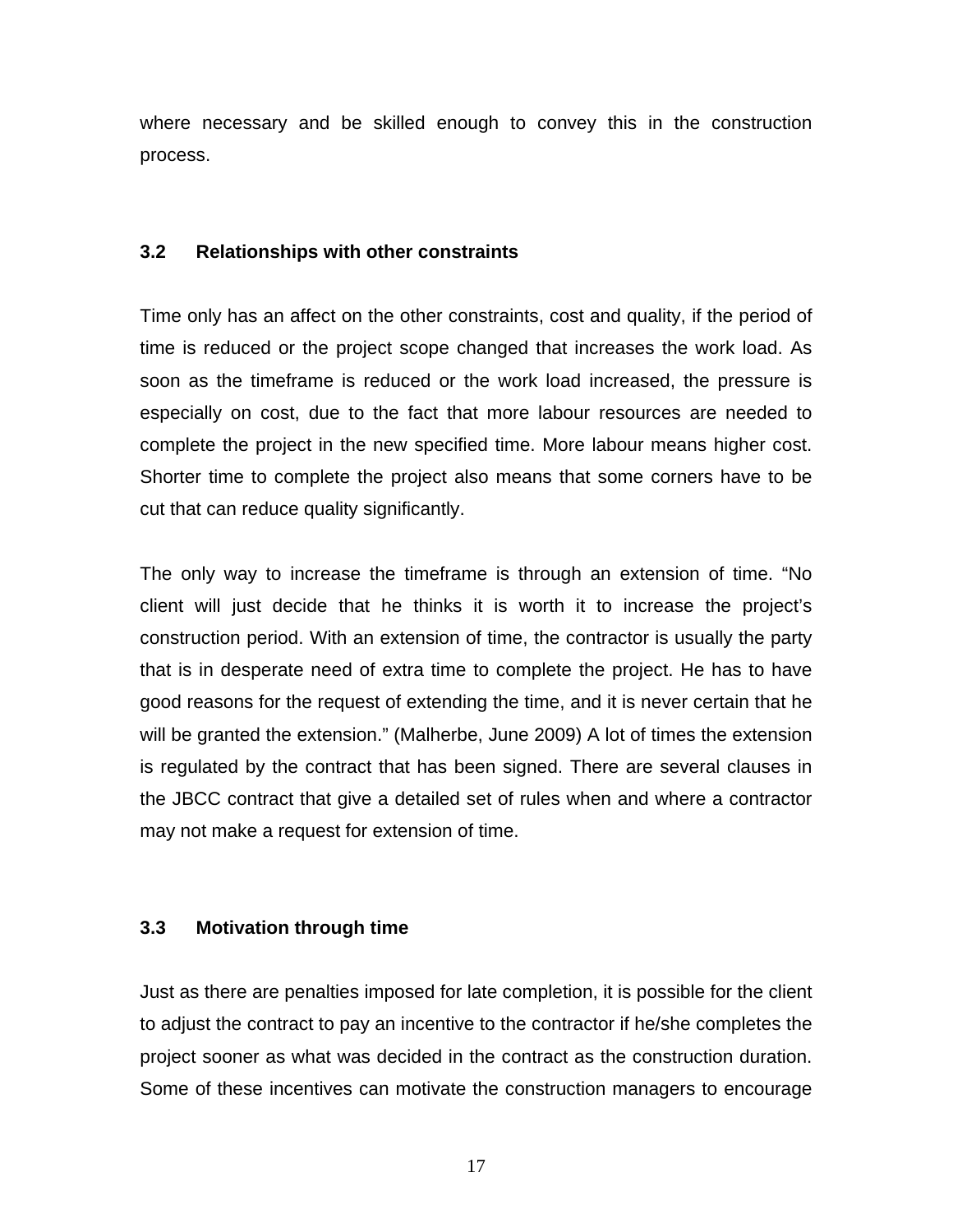where necessary and be skilled enough to convey this in the construction process.

### 3.2 Relationships with other constraints

Time only has an affect on the other constraints, cost and quality, if the period of time is reduced or the project scope changed that increases the work load. As soon as the timeframe is reduced or the work load increased, the pressure is especially on cost, due to the fact that more labour resources are needed to complete the project in the new specified time. More labour means higher cost. Shorter time to complete the project also means that some corners have to be cut that can reduce quality significantly.

The only way to increase the timeframe is through an extension of time. "No client will just decide that he thinks it is worth it to increase the project's construction period. With an extension of time, the contractor is usually the party that is in desperate need of extra time to complete the project. He has to have good reasons for the request of extending the time, and it is never certain that he will be granted the extension." (Malherbe, June 2009) A lot of times the extension is regulated by the contract that has been signed. There are several clauses in the JBCC contract that give a detailed set of rules when and where a contractor may not make a request for extension of time.

### 3.3 Motivation through time

Just as there are penalties imposed for late completion, it is possible for the client to adjust the contract to pay an incentive to the contractor if he/she completes the project sooner as what was decided in the contract as the construction duration. Some of these incentives can motivate the construction managers to encourage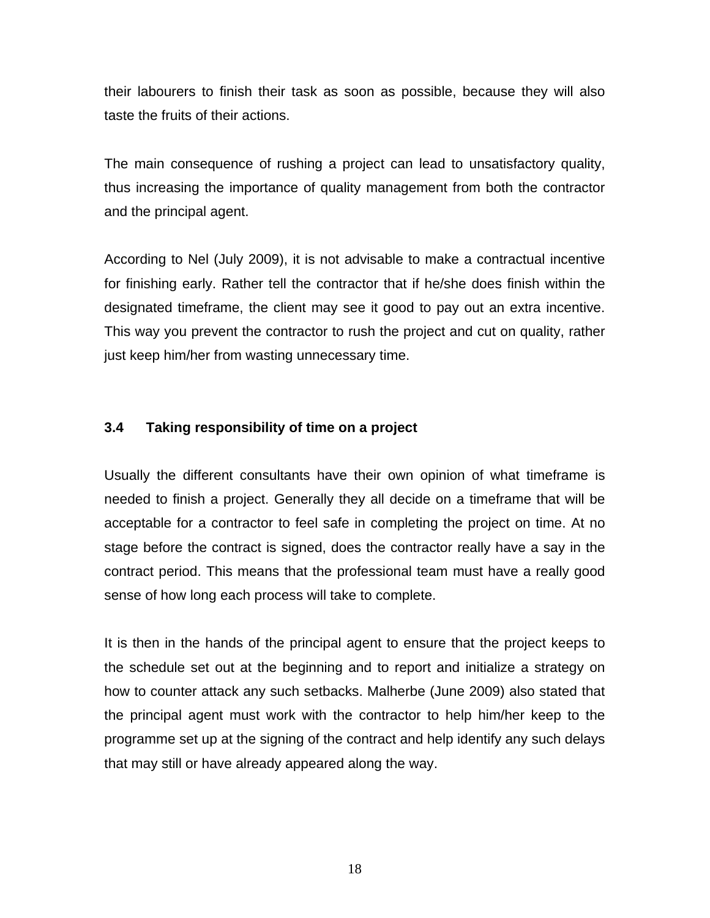their labourers to finish their task as soon as possible, because they will also taste the fruits of their actions.

The main consequence of rushing a project can lead to unsatisfactory quality, thus increasing the importance of quality management from both the contractor and the principal agent.

According to Nel (July 2009), it is not advisable to make a contractual incentive for finishing early. Rather tell the contractor that if he/she does finish within the designated timeframe, the client may see it good to pay out an extra incentive. This way you prevent the contractor to rush the project and cut on quality, rather just keep him/her from wasting unnecessary time.

### 3.4 Taking responsibility of time on a project

Usually the different consultants have their own opinion of what timeframe is needed to finish a project. Generally they all decide on a timeframe that will be acceptable for a contractor to feel safe in completing the project on time. At no stage before the contract is signed, does the contractor really have a say in the contract period. This means that the professional team must have a really good sense of how long each process will take to complete.

It is then in the hands of the principal agent to ensure that the project keeps to the schedule set out at the beginning and to report and initialize a strategy on how to counter attack any such setbacks. Malherbe (June 2009) also stated that the principal agent must work with the contractor to help him/her keep to the programme set up at the signing of the contract and help identify any such delays that may still or have already appeared along the way.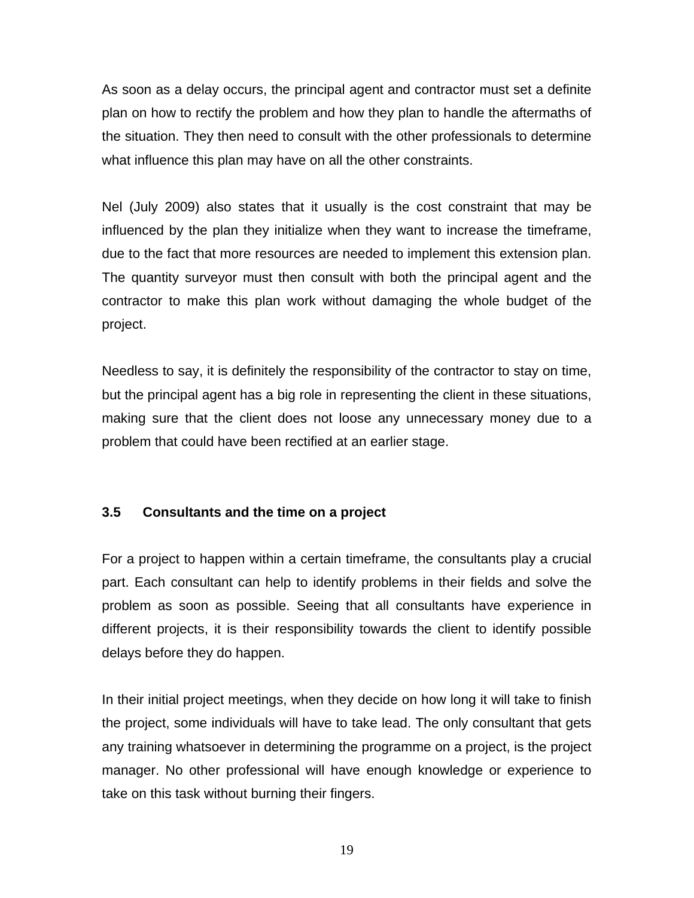As soon as a delay occurs, the principal agent and contractor must set a definite plan on how to rectify the problem and how they plan to handle the aftermaths of the situation. They then need to consult with the other professionals to determine what influence this plan may have on all the other constraints.

Nel (July 2009) also states that it usually is the cost constraint that may be influenced by the plan they initialize when they want to increase the timeframe, due to the fact that more resources are needed to implement this extension plan. The quantity surveyor must then consult with both the principal agent and the contractor to make this plan work without damaging the whole budget of the project.

Needless to say, it is definitely the responsibility of the contractor to stay on time, but the principal agent has a big role in representing the client in these situations, making sure that the client does not loose any unnecessary money due to a problem that could have been rectified at an earlier stage.

### 3.5 Consultants and the time on a project

For a project to happen within a certain timeframe, the consultants play a crucial part. Each consultant can help to identify problems in their fields and solve the problem as soon as possible. Seeing that all consultants have experience in different projects, it is their responsibility towards the client to identify possible delays before they do happen.

In their initial project meetings, when they decide on how long it will take to finish the project, some individuals will have to take lead. The only consultant that gets any training whatsoever in determining the programme on a project, is the project manager. No other professional will have enough knowledge or experience to take on this task without burning their fingers.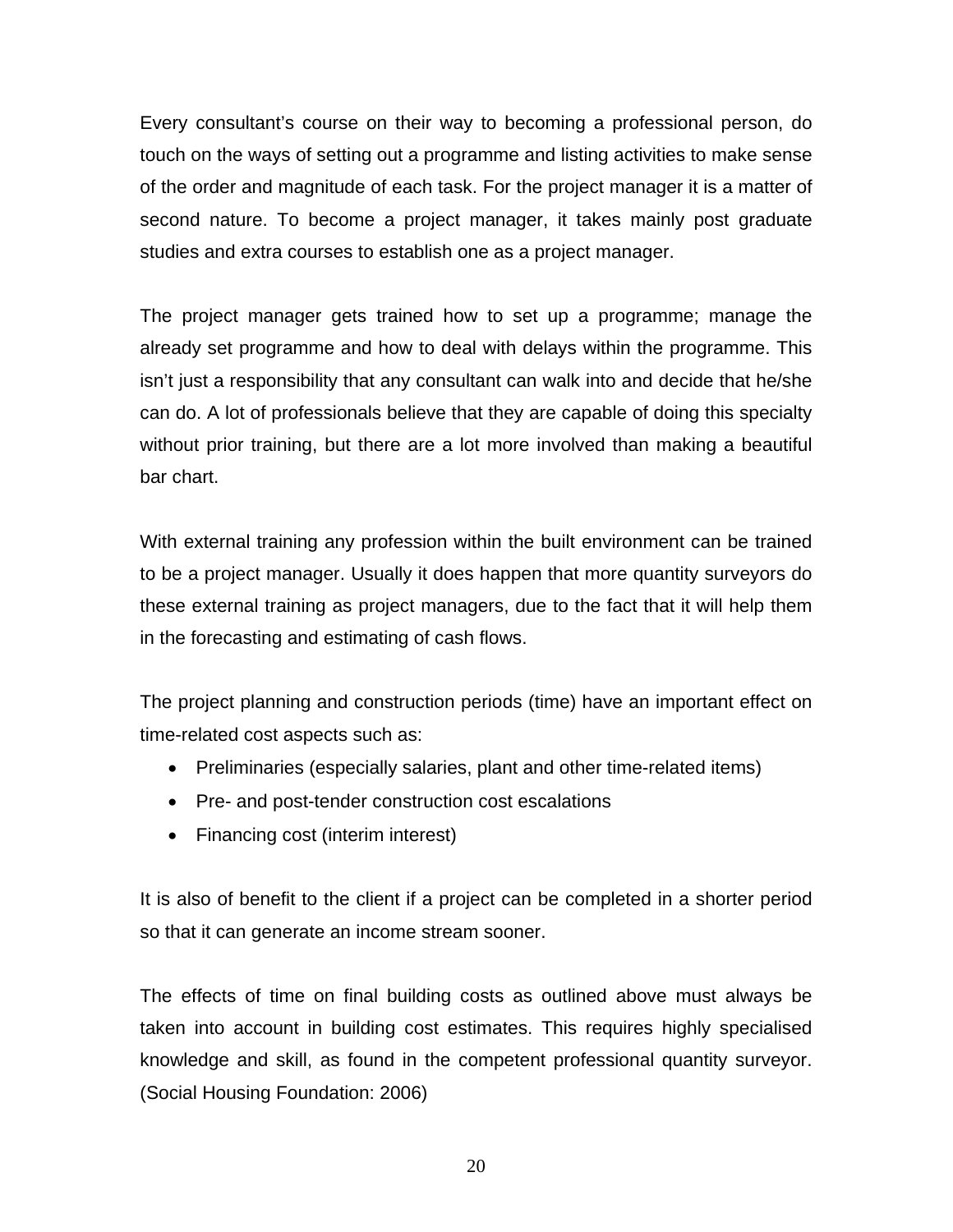Every consultant's course on their way to becoming a professional person, do touch on the ways of setting out a programme and listing activities to make sense of the order and magnitude of each task. For the project manager it is a matter of second nature. To become a project manager, it takes mainly post graduate studies and extra courses to establish one as a project manager.

The project manager gets trained how to set up a programme; manage the already set programme and how to deal with delays within the programme. This isn't just a responsibility that any consultant can walk into and decide that he/she can do. A lot of professionals believe that they are capable of doing this specialty without prior training, but there are a lot more involved than making a beautiful bar chart.

With external training any profession within the built environment can be trained to be a project manager. Usually it does happen that more quantity surveyors do these external training as project managers, due to the fact that it will help them in the forecasting and estimating of cash flows.

The project planning and construction periods (time) have an important effect on time-related cost aspects such as:

- Preliminaries (especially salaries, plant and other time-related items)
- Pre- and post-tender construction cost escalations
- Financing cost (interim interest)

It is also of benefit to the client if a project can be completed in a shorter period so that it can generate an income stream sooner.

The effects of time on final building costs as outlined above must always be taken into account in building cost estimates. This requires highly specialised knowledge and skill, as found in the competent professional quantity surveyor. (Social Housing Foundation: 2006)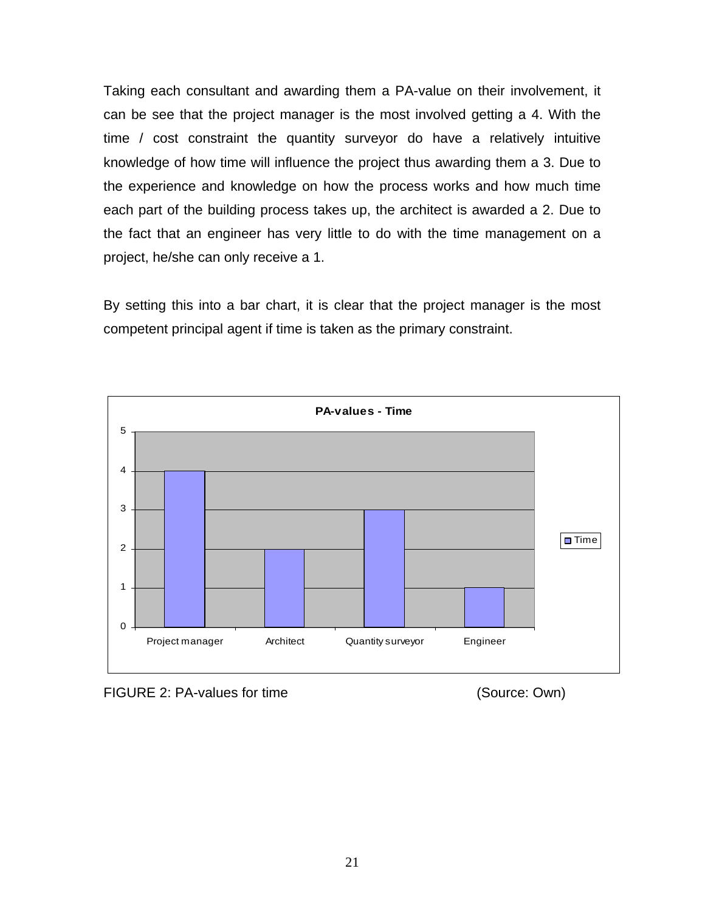Taking each consultant and awarding them a PA-value on their involvement, it can be see that the project manager is the most involved getting a 4. With the time / cost constraint the quantity surveyor do have a relatively intuitive knowledge of how time will influence the project thus awarding them a 3. Due to the experience and knowledge on how the process works and how much time each part of the building process takes up, the architect is awarded a 2. Due to the fact that an engineer has very little to do with the time management on a project, he/she can only receive a 1.

By setting this into a bar chart, it is clear that the project manager is the most competent principal agent if time is taken as the primary constraint.

**PA-values - Time**

| | Time |
|---|---|
| Project manager | 4 |
| Architect | 2 |
| Quantity surveyor | 3 |
| Engineer | 1 |

FIGURE 2: PA-values for time (Source: Own)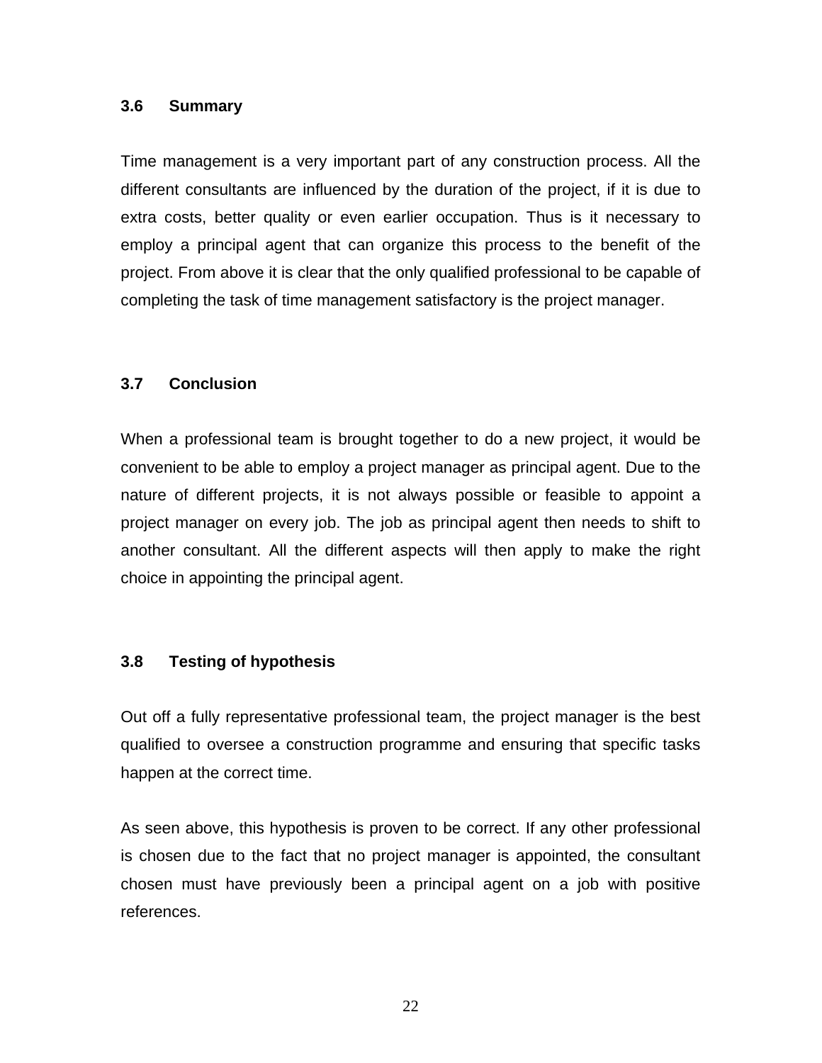### 3.6 Summary

Time management is a very important part of any construction process. All the different consultants are influenced by the duration of the project, if it is due to extra costs, better quality or even earlier occupation. Thus is it necessary to employ a principal agent that can organize this process to the benefit of the project. From above it is clear that the only qualified professional to be capable of completing the task of time management satisfactory is the project manager.

### 3.7 Conclusion

When a professional team is brought together to do a new project, it would be convenient to be able to employ a project manager as principal agent. Due to the nature of different projects, it is not always possible or feasible to appoint a project manager on every job. The job as principal agent then needs to shift to another consultant. All the different aspects will then apply to make the right choice in appointing the principal agent.

### 3.8 Testing of hypothesis

Out off a fully representative professional team, the project manager is the best qualified to oversee a construction programme and ensuring that specific tasks happen at the correct time.

As seen above, this hypothesis is proven to be correct. If any other professional is chosen due to the fact that no project manager is appointed, the consultant chosen must have previously been a principal agent on a job with positive references.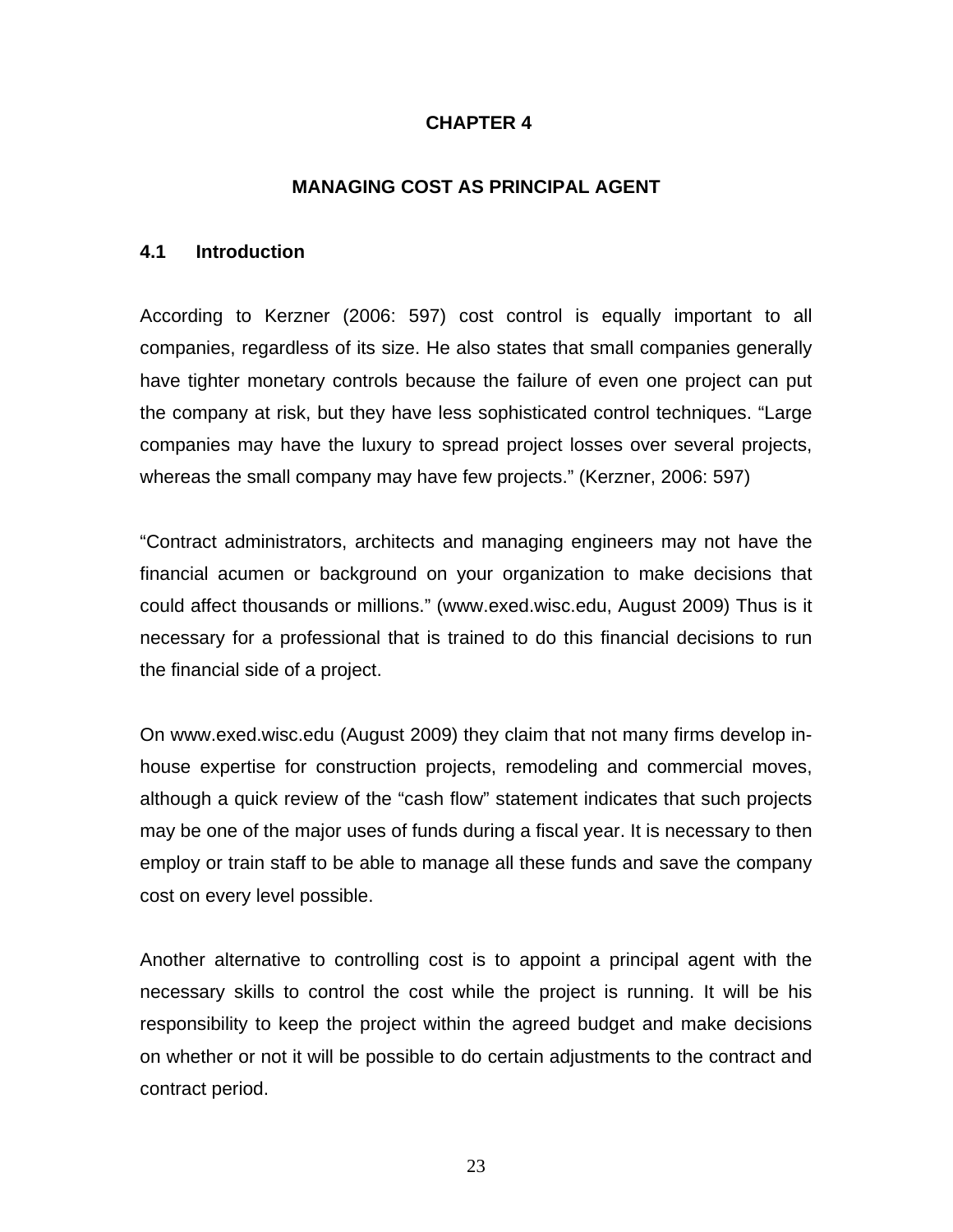# CHAPTER 4

## MANAGING COST AS PRINCIPAL AGENT

### 4.1 Introduction

According to Kerzner (2006: 597) cost control is equally important to all companies, regardless of its size. He also states that small companies generally have tighter monetary controls because the failure of even one project can put the company at risk, but they have less sophisticated control techniques. “Large companies may have the luxury to spread project losses over several projects, whereas the small company may have few projects.” (Kerzner, 2006: 597)

“Contract administrators, architects and managing engineers may not have the financial acumen or background on your organization to make decisions that could affect thousands or millions.” (www.exed.wisc.edu, August 2009) Thus is it necessary for a professional that is trained to do this financial decisions to run the financial side of a project.

On www.exed.wisc.edu (August 2009) they claim that not many firms develop in-house expertise for construction projects, remodeling and commercial moves, although a quick review of the “cash flow” statement indicates that such projects may be one of the major uses of funds during a fiscal year. It is necessary to then employ or train staff to be able to manage all these funds and save the company cost on every level possible.

Another alternative to controlling cost is to appoint a principal agent with the necessary skills to control the cost while the project is running. It will be his responsibility to keep the project within the agreed budget and make decisions on whether or not it will be possible to do certain adjustments to the contract and contract period.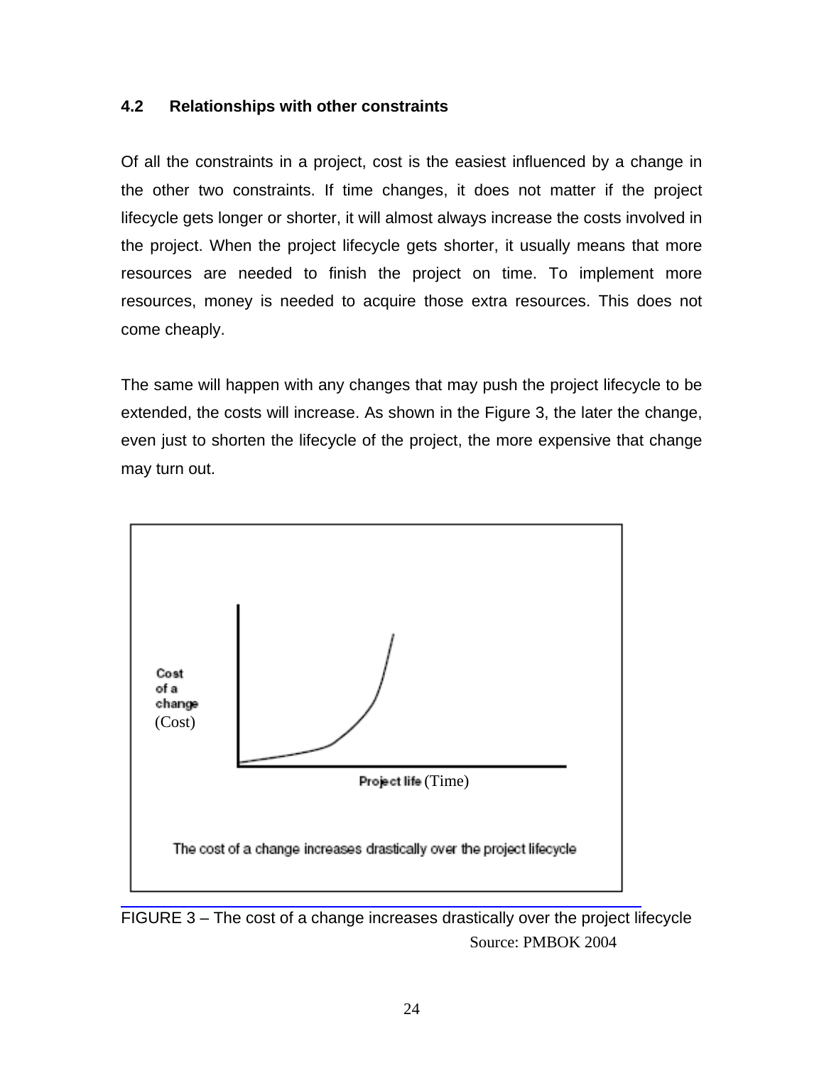### 4.2 Relationships with other constraints

Of all the constraints in a project, cost is the easiest influenced by a change in the other two constraints. If time changes, it does not matter if the project lifecycle gets longer or shorter, it will almost always increase the costs involved in the project. When the project lifecycle gets shorter, it usually means that more resources are needed to finish the project on time. To implement more resources, money is needed to acquire those extra resources. This does not come cheaply.

The same will happen with any changes that may push the project lifecycle to be extended, the costs will increase. As shown in the Figure 3, the later the change, even just to shorten the lifecycle of the project, the more expensive that change may turn out.

Cost of a change (Cost)

Project life (Time)

The cost of a change increases drastically over the project lifecycle

FIGURE 3 – The cost of a change increases drastically over the project lifecycle

Source: PMBOK 2004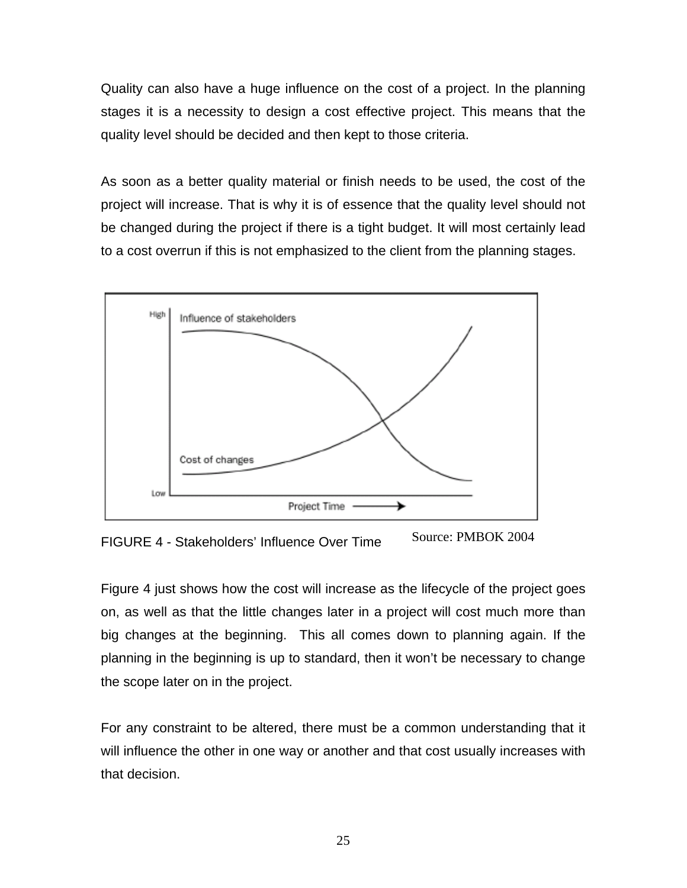Quality can also have a huge influence on the cost of a project. In the planning stages it is a necessity to design a cost effective project. This means that the quality level should be decided and then kept to those criteria.

As soon as a better quality material or finish needs to be used, the cost of the project will increase. That is why it is of essence that the quality level should not be changed during the project if there is a tight budget. It will most certainly lead to a cost overrun if this is not emphasized to the client from the planning stages.

FIGURE 4 - Stakeholders' Influence Over Time Source: PMBOK 2004

Figure 4 just shows how the cost will increase as the lifecycle of the project goes on, as well as that the little changes later in a project will cost much more than big changes at the beginning. This all comes down to planning again. If the planning in the beginning is up to standard, then it won't be necessary to change the scope later on in the project.

For any constraint to be altered, there must be a common understanding that it will influence the other in one way or another and that cost usually increases with that decision.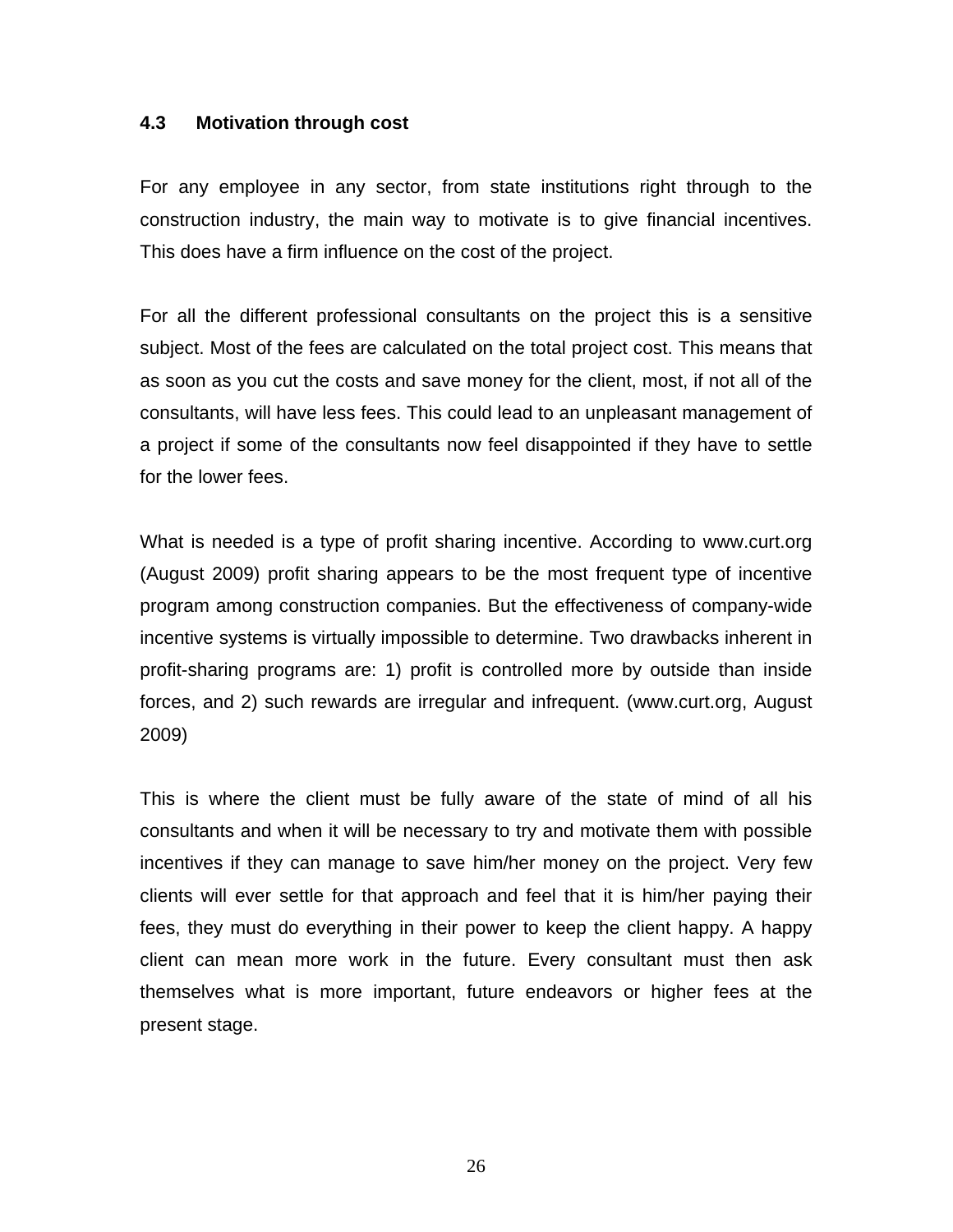### 4.3 Motivation through cost

For any employee in any sector, from state institutions right through to the construction industry, the main way to motivate is to give financial incentives. This does have a firm influence on the cost of the project.

For all the different professional consultants on the project this is a sensitive subject. Most of the fees are calculated on the total project cost. This means that as soon as you cut the costs and save money for the client, most, if not all of the consultants, will have less fees. This could lead to an unpleasant management of a project if some of the consultants now feel disappointed if they have to settle for the lower fees.

What is needed is a type of profit sharing incentive. According to www.curt.org (August 2009) profit sharing appears to be the most frequent type of incentive program among construction companies. But the effectiveness of company-wide incentive systems is virtually impossible to determine. Two drawbacks inherent in profit-sharing programs are: 1) profit is controlled more by outside than inside forces, and 2) such rewards are irregular and infrequent. (www.curt.org, August 2009)

This is where the client must be fully aware of the state of mind of all his consultants and when it will be necessary to try and motivate them with possible incentives if they can manage to save him/her money on the project. Very few clients will ever settle for that approach and feel that it is him/her paying their fees, they must do everything in their power to keep the client happy. A happy client can mean more work in the future. Every consultant must then ask themselves what is more important, future endeavors or higher fees at the present stage.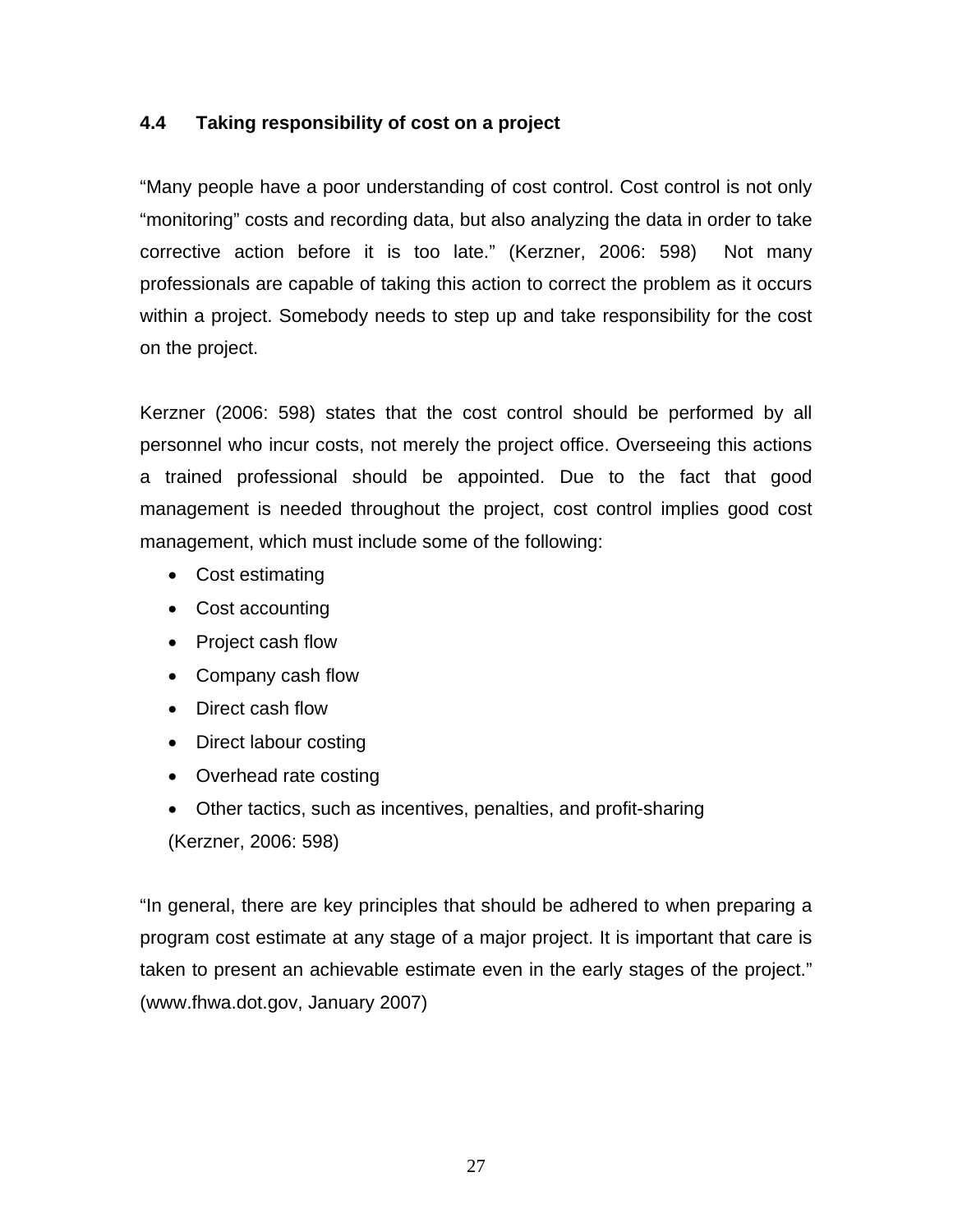### 4.4 Taking responsibility of cost on a project

"Many people have a poor understanding of cost control. Cost control is not only "monitoring" costs and recording data, but also analyzing the data in order to take corrective action before it is too late." (Kerzner, 2006: 598) Not many professionals are capable of taking this action to correct the problem as it occurs within a project. Somebody needs to step up and take responsibility for the cost on the project.

Kerzner (2006: 598) states that the cost control should be performed by all personnel who incur costs, not merely the project office. Overseeing this actions a trained professional should be appointed. Due to the fact that good management is needed throughout the project, cost control implies good cost management, which must include some of the following:

- Cost estimating
- Cost accounting
- Project cash flow
- Company cash flow
- Direct cash flow
- Direct labour costing
- Overhead rate costing
- Other tactics, such as incentives, penalties, and profit-sharing

(Kerzner, 2006: 598)

"In general, there are key principles that should be adhered to when preparing a program cost estimate at any stage of a major project. It is important that care is taken to present an achievable estimate even in the early stages of the project." (www.fhwa.dot.gov, January 2007)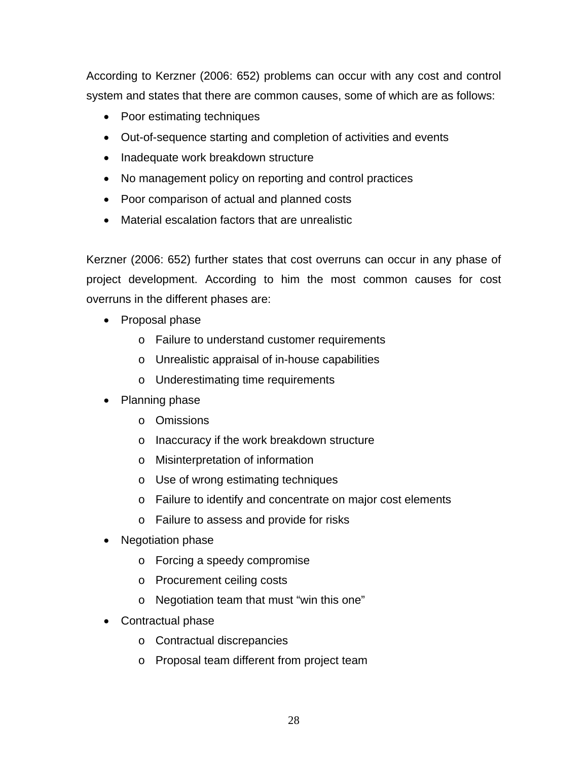According to Kerzner (2006: 652) problems can occur with any cost and control system and states that there are common causes, some of which are as follows:

- Poor estimating techniques
- Out-of-sequence starting and completion of activities and events
- Inadequate work breakdown structure
- No management policy on reporting and control practices
- Poor comparison of actual and planned costs
- Material escalation factors that are unrealistic

Kerzner (2006: 652) further states that cost overruns can occur in any phase of project development. According to him the most common causes for cost overruns in the different phases are:

- Proposal phase
  - Failure to understand customer requirements
  - Unrealistic appraisal of in-house capabilities
  - Underestimating time requirements
- Planning phase
  - Omissions
  - Inaccuracy if the work breakdown structure
  - Misinterpretation of information
  - Use of wrong estimating techniques
  - Failure to identify and concentrate on major cost elements
  - Failure to assess and provide for risks
- Negotiation phase
  - Forcing a speedy compromise
  - Procurement ceiling costs
  - Negotiation team that must "win this one"
- Contractual phase
  - Contractual discrepancies
  - Proposal team different from project team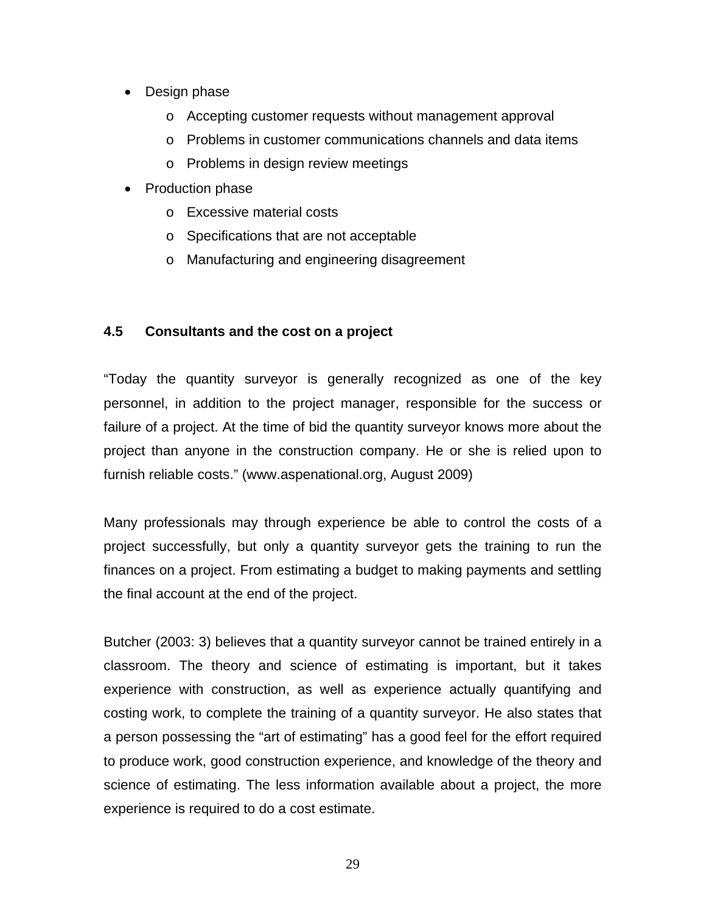- Design phase
  - Accepting customer requests without management approval
  - Problems in customer communications channels and data items
  - Problems in design review meetings
- Production phase
  - Excessive material costs
  - Specifications that are not acceptable
  - Manufacturing and engineering disagreement

### 4.5 Consultants and the cost on a project

"Today the quantity surveyor is generally recognized as one of the key personnel, in addition to the project manager, responsible for the success or failure of a project. At the time of bid the quantity surveyor knows more about the project than anyone in the construction company. He or she is relied upon to furnish reliable costs." (www.aspenational.org, August 2009)

Many professionals may through experience be able to control the costs of a project successfully, but only a quantity surveyor gets the training to run the finances on a project. From estimating a budget to making payments and settling the final account at the end of the project.

Butcher (2003: 3) believes that a quantity surveyor cannot be trained entirely in a classroom. The theory and science of estimating is important, but it takes experience with construction, as well as experience actually quantifying and costing work, to complete the training of a quantity surveyor. He also states that a person possessing the "art of estimating" has a good feel for the effort required to produce work, good construction experience, and knowledge of the theory and science of estimating. The less information available about a project, the more experience is required to do a cost estimate.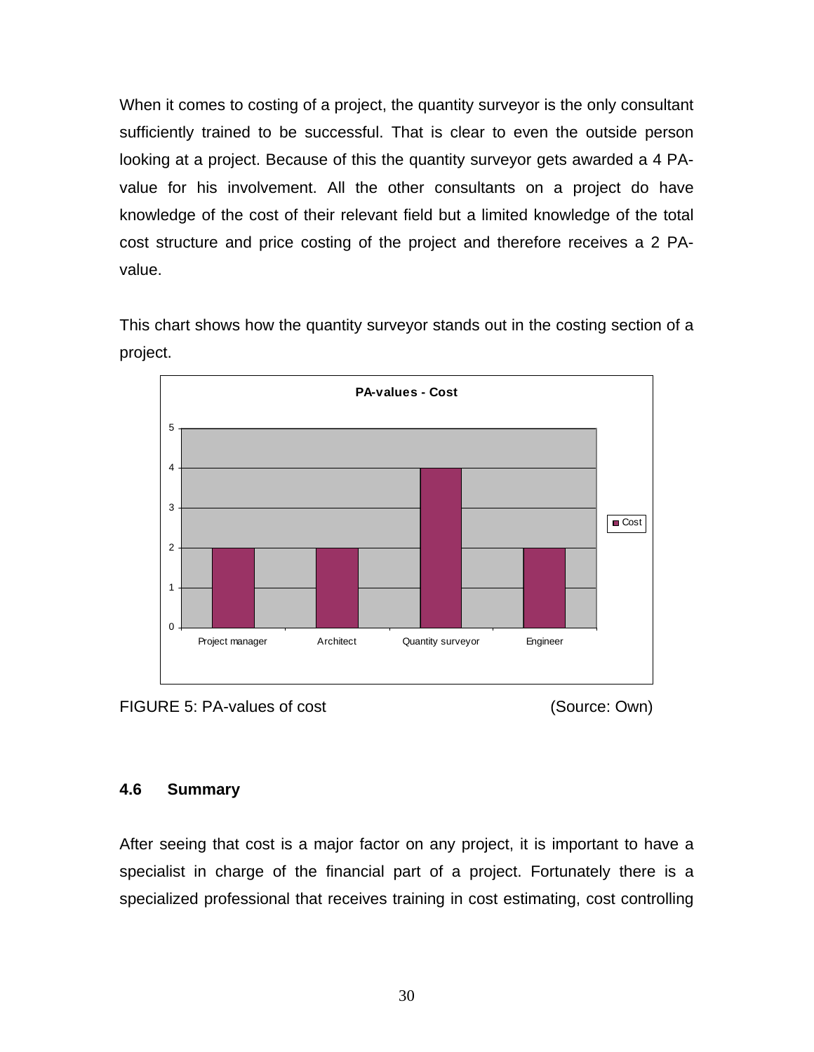When it comes to costing of a project, the quantity surveyor is the only consultant sufficiently trained to be successful. That is clear to even the outside person looking at a project. Because of this the quantity surveyor gets awarded a 4 PA-value for his involvement. All the other consultants on a project do have knowledge of the cost of their relevant field but a limited knowledge of the total cost structure and price costing of the project and therefore receives a 2 PA-value.

This chart shows how the quantity surveyor stands out in the costing section of a project.

FIGURE 5: PA-values of cost (Source: Own)

### 4.6 Summary

After seeing that cost is a major factor on any project, it is important to have a specialist in charge of the financial part of a project. Fortunately there is a specialized professional that receives training in cost estimating, cost controlling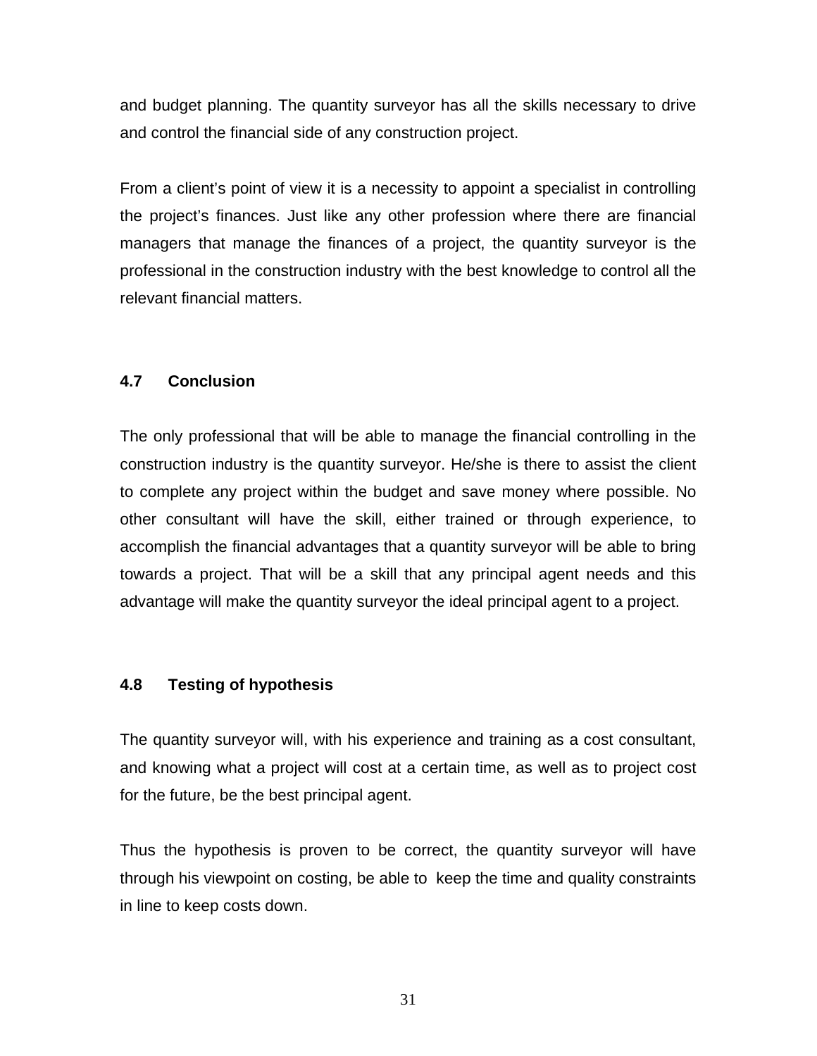and budget planning. The quantity surveyor has all the skills necessary to drive and control the financial side of any construction project.

From a client's point of view it is a necessity to appoint a specialist in controlling the project's finances. Just like any other profession where there are financial managers that manage the finances of a project, the quantity surveyor is the professional in the construction industry with the best knowledge to control all the relevant financial matters.

### 4.7 Conclusion

The only professional that will be able to manage the financial controlling in the construction industry is the quantity surveyor. He/she is there to assist the client to complete any project within the budget and save money where possible. No other consultant will have the skill, either trained or through experience, to accomplish the financial advantages that a quantity surveyor will be able to bring towards a project. That will be a skill that any principal agent needs and this advantage will make the quantity surveyor the ideal principal agent to a project.

### 4.8 Testing of hypothesis

The quantity surveyor will, with his experience and training as a cost consultant, and knowing what a project will cost at a certain time, as well as to project cost for the future, be the best principal agent.

Thus the hypothesis is proven to be correct, the quantity surveyor will have through his viewpoint on costing, be able to keep the time and quality constraints in line to keep costs down.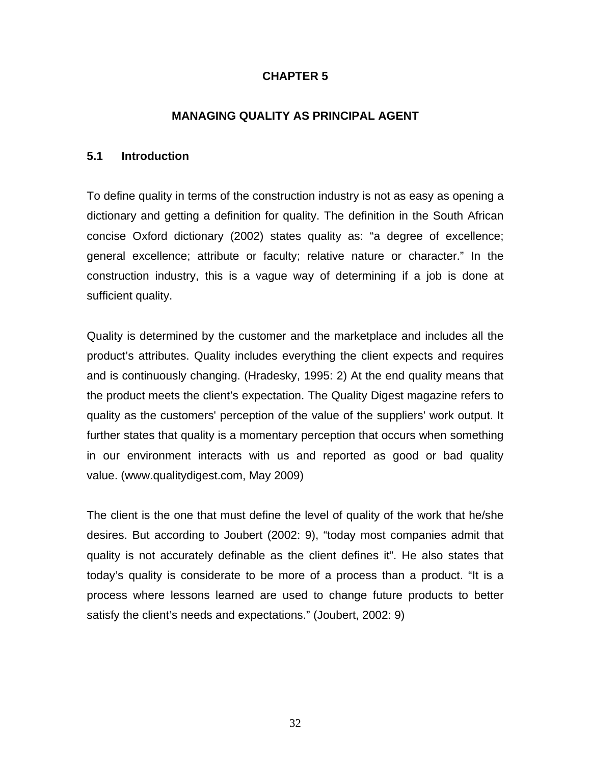# CHAPTER 5

## MANAGING QUALITY AS PRINCIPAL AGENT

### 5.1 Introduction

To define quality in terms of the construction industry is not as easy as opening a dictionary and getting a definition for quality. The definition in the South African concise Oxford dictionary (2002) states quality as: "a degree of excellence; general excellence; attribute or faculty; relative nature or character." In the construction industry, this is a vague way of determining if a job is done at sufficient quality.

Quality is determined by the customer and the marketplace and includes all the product's attributes. Quality includes everything the client expects and requires and is continuously changing. (Hradesky, 1995: 2) At the end quality means that the product meets the client's expectation. The Quality Digest magazine refers to quality as the customers' perception of the value of the suppliers' work output. It further states that quality is a momentary perception that occurs when something in our environment interacts with us and reported as good or bad quality value. (www.qualitydigest.com, May 2009)

The client is the one that must define the level of quality of the work that he/she desires. But according to Joubert (2002: 9), "today most companies admit that quality is not accurately definable as the client defines it". He also states that today's quality is considerate to be more of a process than a product. "It is a process where lessons learned are used to change future products to better satisfy the client's needs and expectations." (Joubert, 2002: 9)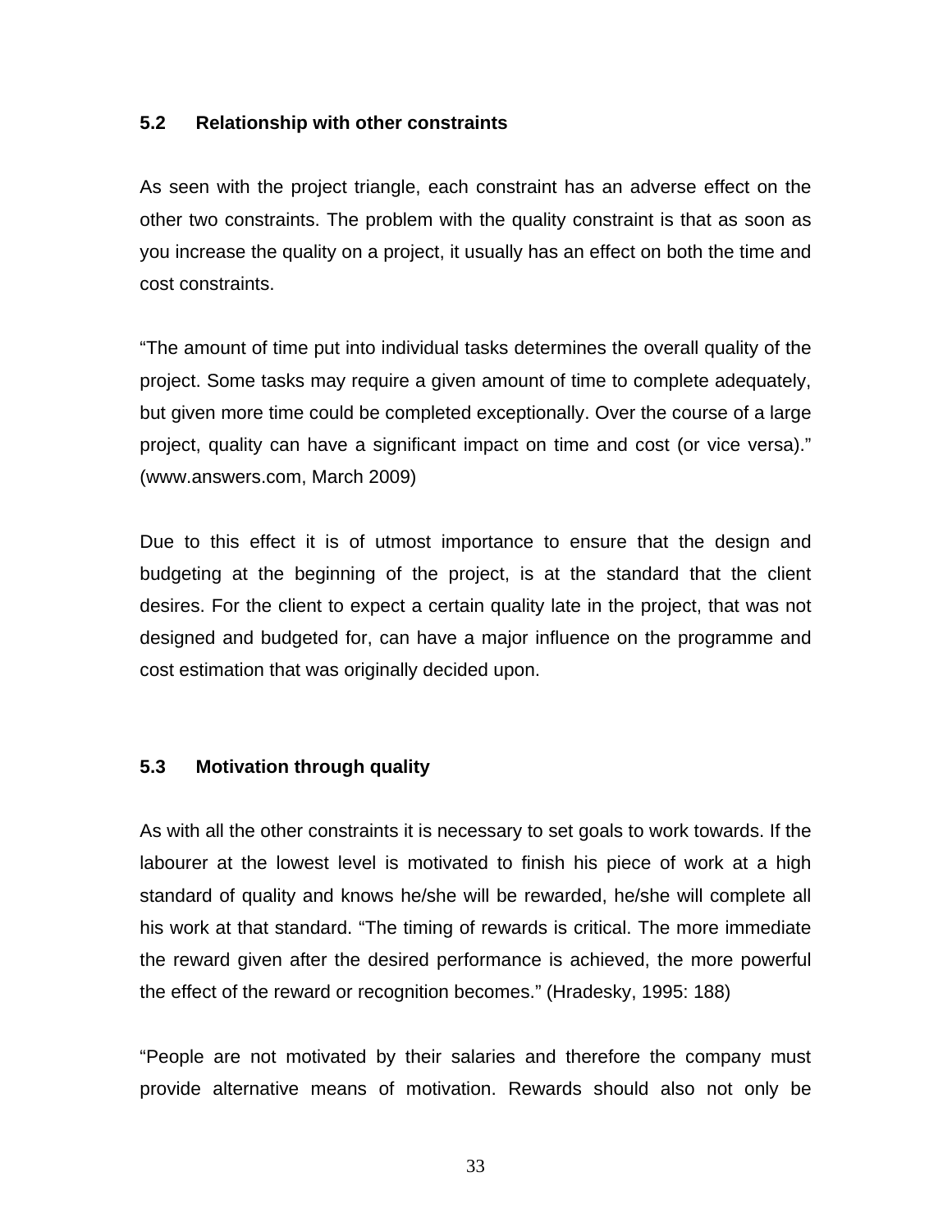### 5.2 Relationship with other constraints

As seen with the project triangle, each constraint has an adverse effect on the other two constraints. The problem with the quality constraint is that as soon as you increase the quality on a project, it usually has an effect on both the time and cost constraints.

"The amount of time put into individual tasks determines the overall quality of the project. Some tasks may require a given amount of time to complete adequately, but given more time could be completed exceptionally. Over the course of a large project, quality can have a significant impact on time and cost (or vice versa)." (www.answers.com, March 2009)

Due to this effect it is of utmost importance to ensure that the design and budgeting at the beginning of the project, is at the standard that the client desires. For the client to expect a certain quality late in the project, that was not designed and budgeted for, can have a major influence on the programme and cost estimation that was originally decided upon.

### 5.3 Motivation through quality

As with all the other constraints it is necessary to set goals to work towards. If the labourer at the lowest level is motivated to finish his piece of work at a high standard of quality and knows he/she will be rewarded, he/she will complete all his work at that standard. "The timing of rewards is critical. The more immediate the reward given after the desired performance is achieved, the more powerful the effect of the reward or recognition becomes." (Hradesky, 1995: 188)

"People are not motivated by their salaries and therefore the company must provide alternative means of motivation. Rewards should also not only be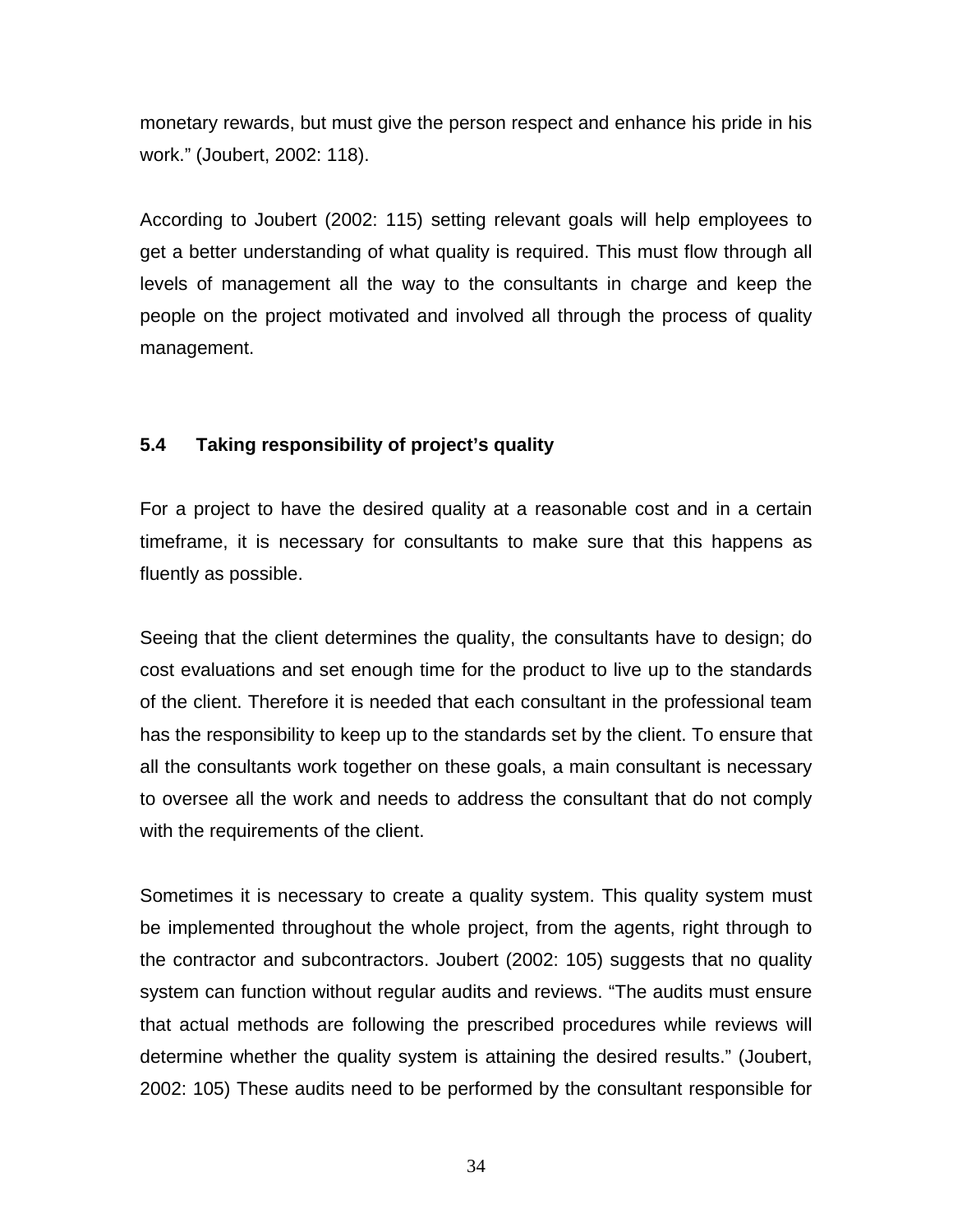monetary rewards, but must give the person respect and enhance his pride in his work." (Joubert, 2002: 118).

According to Joubert (2002: 115) setting relevant goals will help employees to get a better understanding of what quality is required. This must flow through all levels of management all the way to the consultants in charge and keep the people on the project motivated and involved all through the process of quality management.

### 5.4 Taking responsibility of project's quality

For a project to have the desired quality at a reasonable cost and in a certain timeframe, it is necessary for consultants to make sure that this happens as fluently as possible.

Seeing that the client determines the quality, the consultants have to design; do cost evaluations and set enough time for the product to live up to the standards of the client. Therefore it is needed that each consultant in the professional team has the responsibility to keep up to the standards set by the client. To ensure that all the consultants work together on these goals, a main consultant is necessary to oversee all the work and needs to address the consultant that do not comply with the requirements of the client.

Sometimes it is necessary to create a quality system. This quality system must be implemented throughout the whole project, from the agents, right through to the contractor and subcontractors. Joubert (2002: 105) suggests that no quality system can function without regular audits and reviews. "The audits must ensure that actual methods are following the prescribed procedures while reviews will determine whether the quality system is attaining the desired results." (Joubert, 2002: 105) These audits need to be performed by the consultant responsible for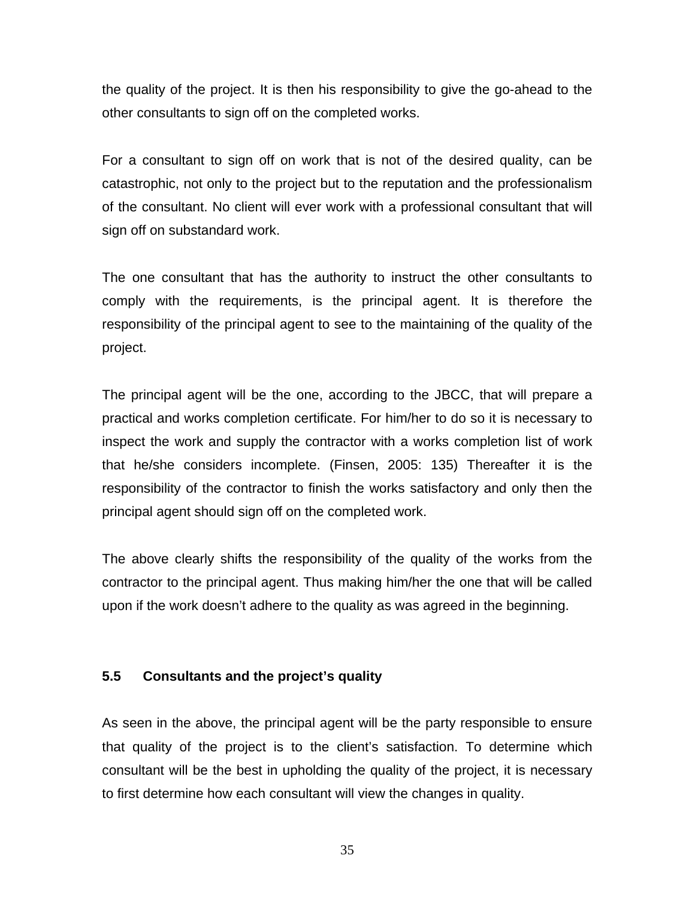the quality of the project. It is then his responsibility to give the go-ahead to the other consultants to sign off on the completed works.

For a consultant to sign off on work that is not of the desired quality, can be catastrophic, not only to the project but to the reputation and the professionalism of the consultant. No client will ever work with a professional consultant that will sign off on substandard work.

The one consultant that has the authority to instruct the other consultants to comply with the requirements, is the principal agent. It is therefore the responsibility of the principal agent to see to the maintaining of the quality of the project.

The principal agent will be the one, according to the JBCC, that will prepare a practical and works completion certificate. For him/her to do so it is necessary to inspect the work and supply the contractor with a works completion list of work that he/she considers incomplete. (Finsen, 2005: 135) Thereafter it is the responsibility of the contractor to finish the works satisfactory and only then the principal agent should sign off on the completed work.

The above clearly shifts the responsibility of the quality of the works from the contractor to the principal agent. Thus making him/her the one that will be called upon if the work doesn't adhere to the quality as was agreed in the beginning.

### 5.5 Consultants and the project's quality

As seen in the above, the principal agent will be the party responsible to ensure that quality of the project is to the client's satisfaction. To determine which consultant will be the best in upholding the quality of the project, it is necessary to first determine how each consultant will view the changes in quality.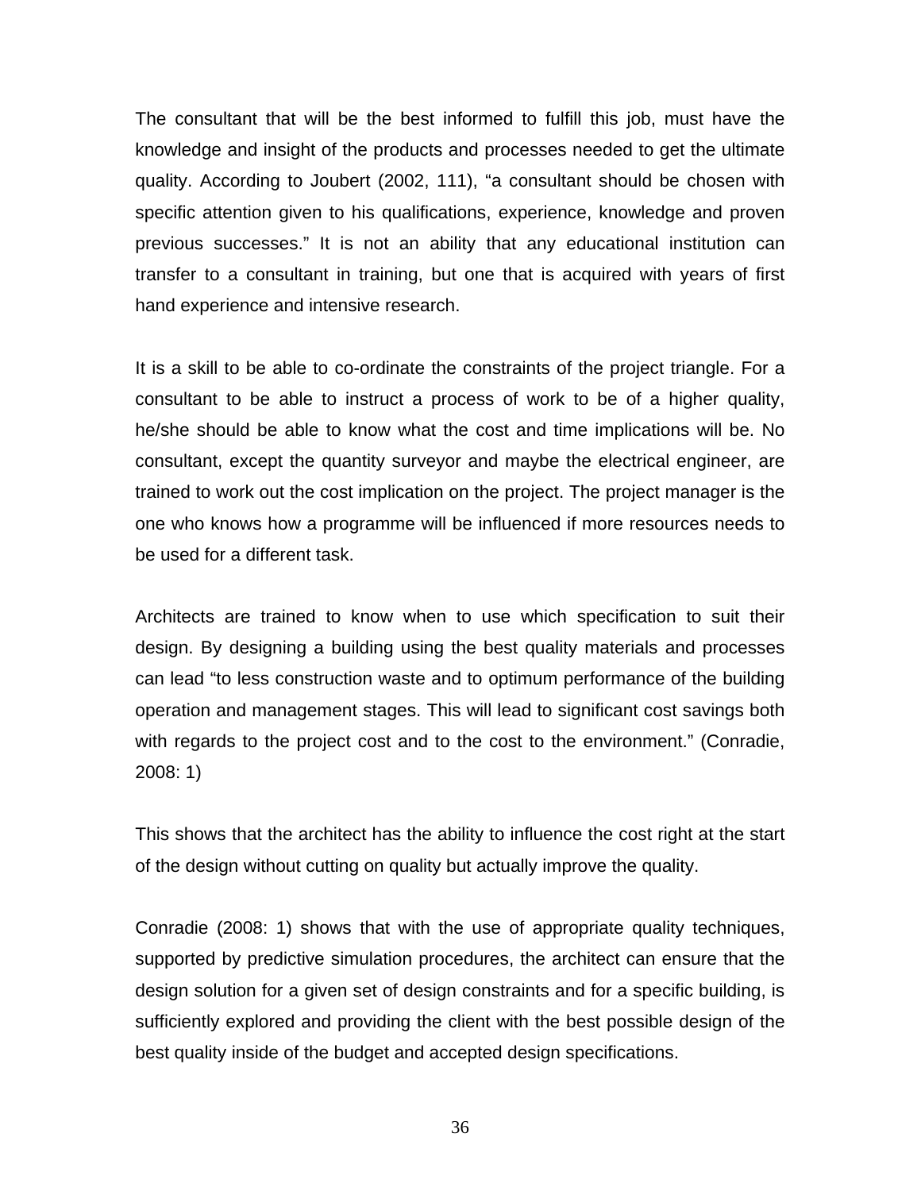The consultant that will be the best informed to fulfill this job, must have the knowledge and insight of the products and processes needed to get the ultimate quality. According to Joubert (2002, 111), "a consultant should be chosen with specific attention given to his qualifications, experience, knowledge and proven previous successes." It is not an ability that any educational institution can transfer to a consultant in training, but one that is acquired with years of first hand experience and intensive research.

It is a skill to be able to co-ordinate the constraints of the project triangle. For a consultant to be able to instruct a process of work to be of a higher quality, he/she should be able to know what the cost and time implications will be. No consultant, except the quantity surveyor and maybe the electrical engineer, are trained to work out the cost implication on the project. The project manager is the one who knows how a programme will be influenced if more resources needs to be used for a different task.

Architects are trained to know when to use which specification to suit their design. By designing a building using the best quality materials and processes can lead "to less construction waste and to optimum performance of the building operation and management stages. This will lead to significant cost savings both with regards to the project cost and to the cost to the environment." (Conradie, 2008: 1)

This shows that the architect has the ability to influence the cost right at the start of the design without cutting on quality but actually improve the quality.

Conradie (2008: 1) shows that with the use of appropriate quality techniques, supported by predictive simulation procedures, the architect can ensure that the design solution for a given set of design constraints and for a specific building, is sufficiently explored and providing the client with the best possible design of the best quality inside of the budget and accepted design specifications.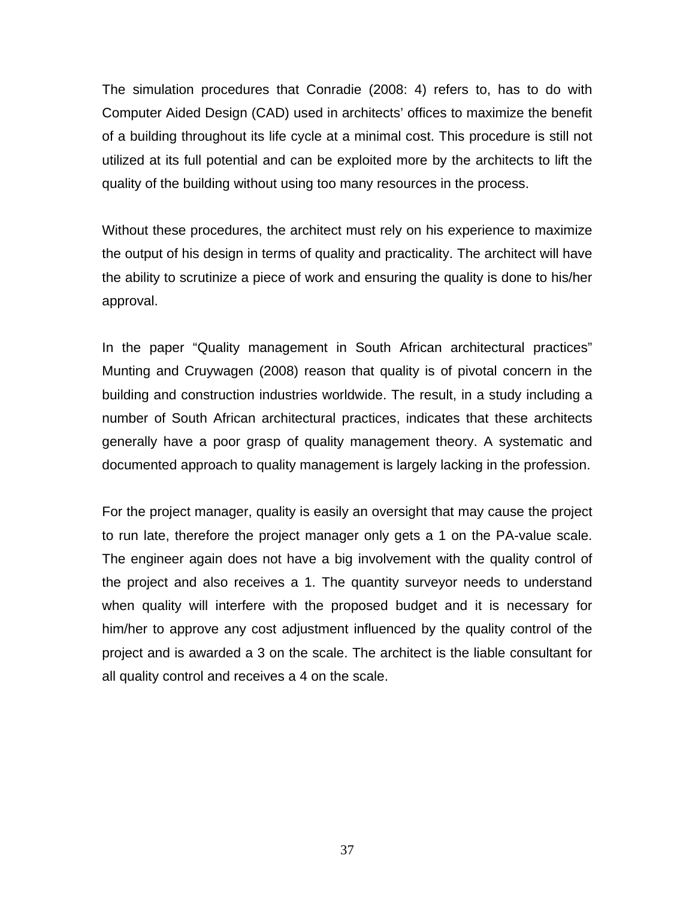The simulation procedures that Conradie (2008: 4) refers to, has to do with Computer Aided Design (CAD) used in architects' offices to maximize the benefit of a building throughout its life cycle at a minimal cost. This procedure is still not utilized at its full potential and can be exploited more by the architects to lift the quality of the building without using too many resources in the process.

Without these procedures, the architect must rely on his experience to maximize the output of his design in terms of quality and practicality. The architect will have the ability to scrutinize a piece of work and ensuring the quality is done to his/her approval.

In the paper "Quality management in South African architectural practices" Munting and Cruywagen (2008) reason that quality is of pivotal concern in the building and construction industries worldwide. The result, in a study including a number of South African architectural practices, indicates that these architects generally have a poor grasp of quality management theory. A systematic and documented approach to quality management is largely lacking in the profession.

For the project manager, quality is easily an oversight that may cause the project to run late, therefore the project manager only gets a 1 on the PA-value scale. The engineer again does not have a big involvement with the quality control of the project and also receives a 1. The quantity surveyor needs to understand when quality will interfere with the proposed budget and it is necessary for him/her to approve any cost adjustment influenced by the quality control of the project and is awarded a 3 on the scale. The architect is the liable consultant for all quality control and receives a 4 on the scale.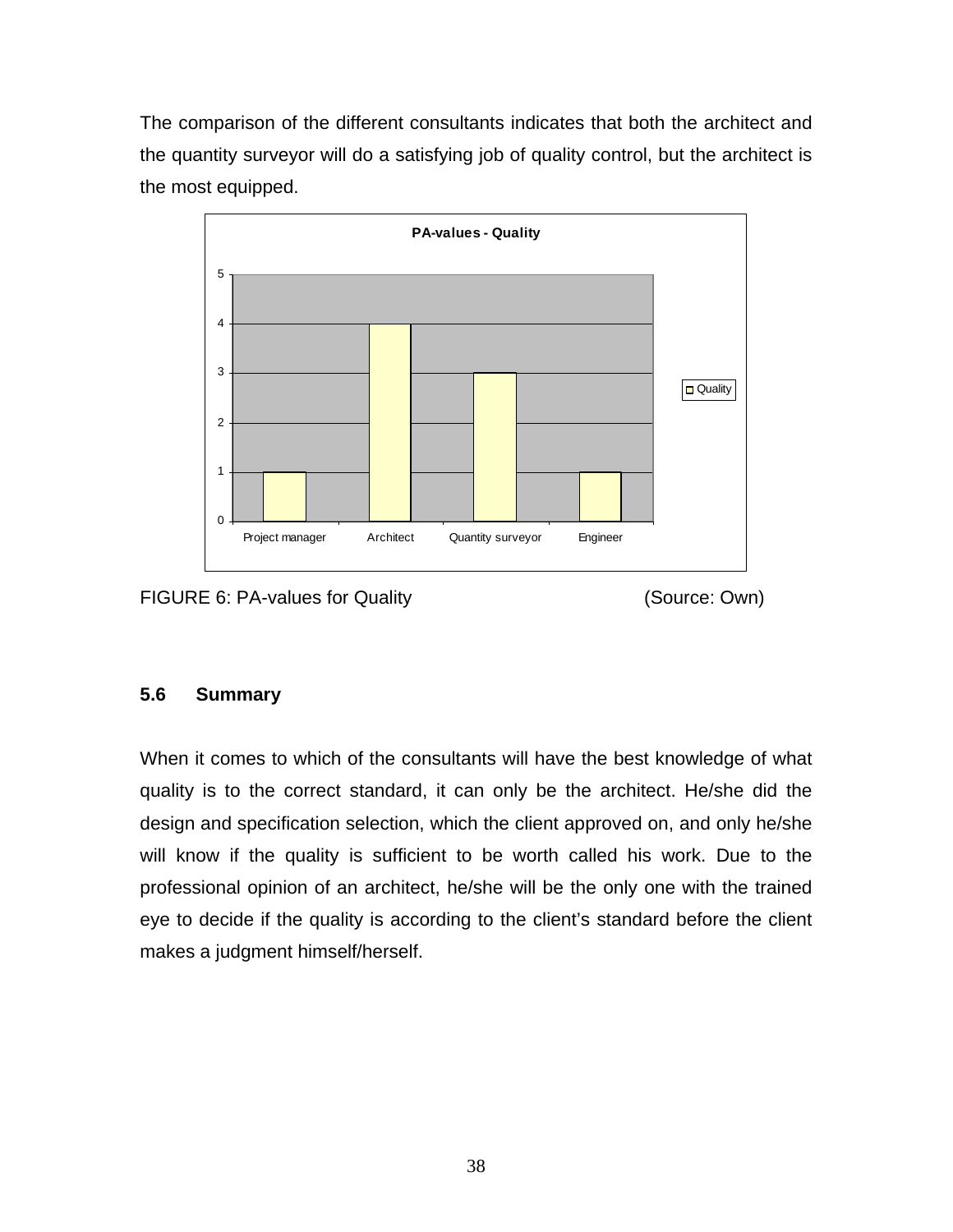The comparison of the different consultants indicates that both the architect and the quantity surveyor will do a satisfying job of quality control, but the architect is the most equipped.

FIGURE 6: PA-values for Quality (Source: Own)

### 5.6 Summary

When it comes to which of the consultants will have the best knowledge of what quality is to the correct standard, it can only be the architect. He/she did the design and specification selection, which the client approved on, and only he/she will know if the quality is sufficient to be worth called his work. Due to the professional opinion of an architect, he/she will be the only one with the trained eye to decide if the quality is according to the client's standard before the client makes a judgment himself/herself.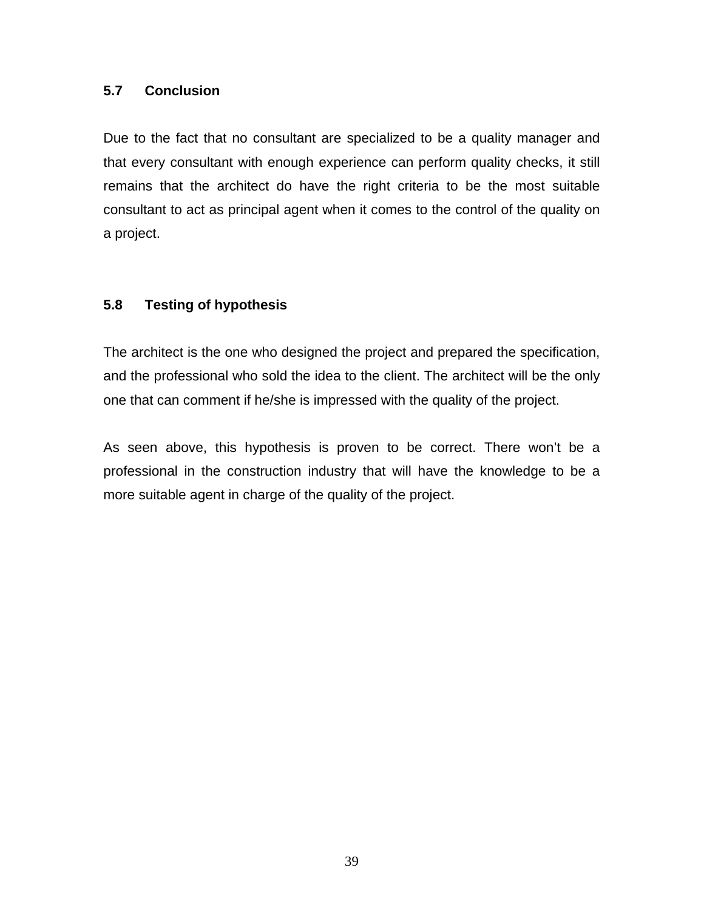## 5.7 Conclusion

Due to the fact that no consultant are specialized to be a quality manager and that every consultant with enough experience can perform quality checks, it still remains that the architect do have the right criteria to be the most suitable consultant to act as principal agent when it comes to the control of the quality on a project.

## 5.8 Testing of hypothesis

The architect is the one who designed the project and prepared the specification, and the professional who sold the idea to the client. The architect will be the only one that can comment if he/she is impressed with the quality of the project.

As seen above, this hypothesis is proven to be correct. There won't be a professional in the construction industry that will have the knowledge to be a more suitable agent in charge of the quality of the project.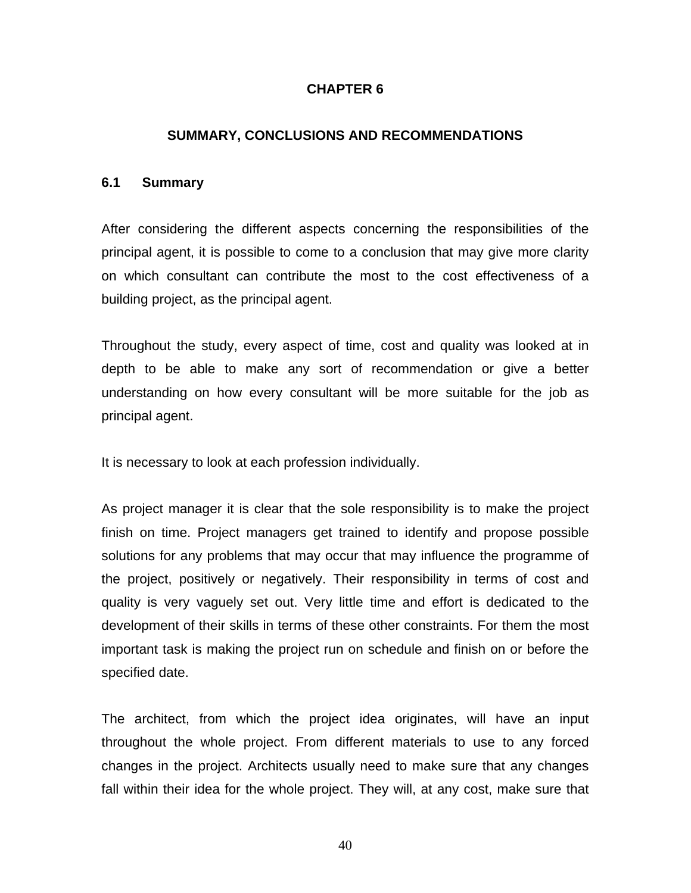# CHAPTER 6

## SUMMARY, CONCLUSIONS AND RECOMMENDATIONS

### 6.1 Summary

After considering the different aspects concerning the responsibilities of the principal agent, it is possible to come to a conclusion that may give more clarity on which consultant can contribute the most to the cost effectiveness of a building project, as the principal agent.

Throughout the study, every aspect of time, cost and quality was looked at in depth to be able to make any sort of recommendation or give a better understanding on how every consultant will be more suitable for the job as principal agent.

It is necessary to look at each profession individually.

As project manager it is clear that the sole responsibility is to make the project finish on time. Project managers get trained to identify and propose possible solutions for any problems that may occur that may influence the programme of the project, positively or negatively. Their responsibility in terms of cost and quality is very vaguely set out. Very little time and effort is dedicated to the development of their skills in terms of these other constraints. For them the most important task is making the project run on schedule and finish on or before the specified date.

The architect, from which the project idea originates, will have an input throughout the whole project. From different materials to use to any forced changes in the project. Architects usually need to make sure that any changes fall within their idea for the whole project. They will, at any cost, make sure that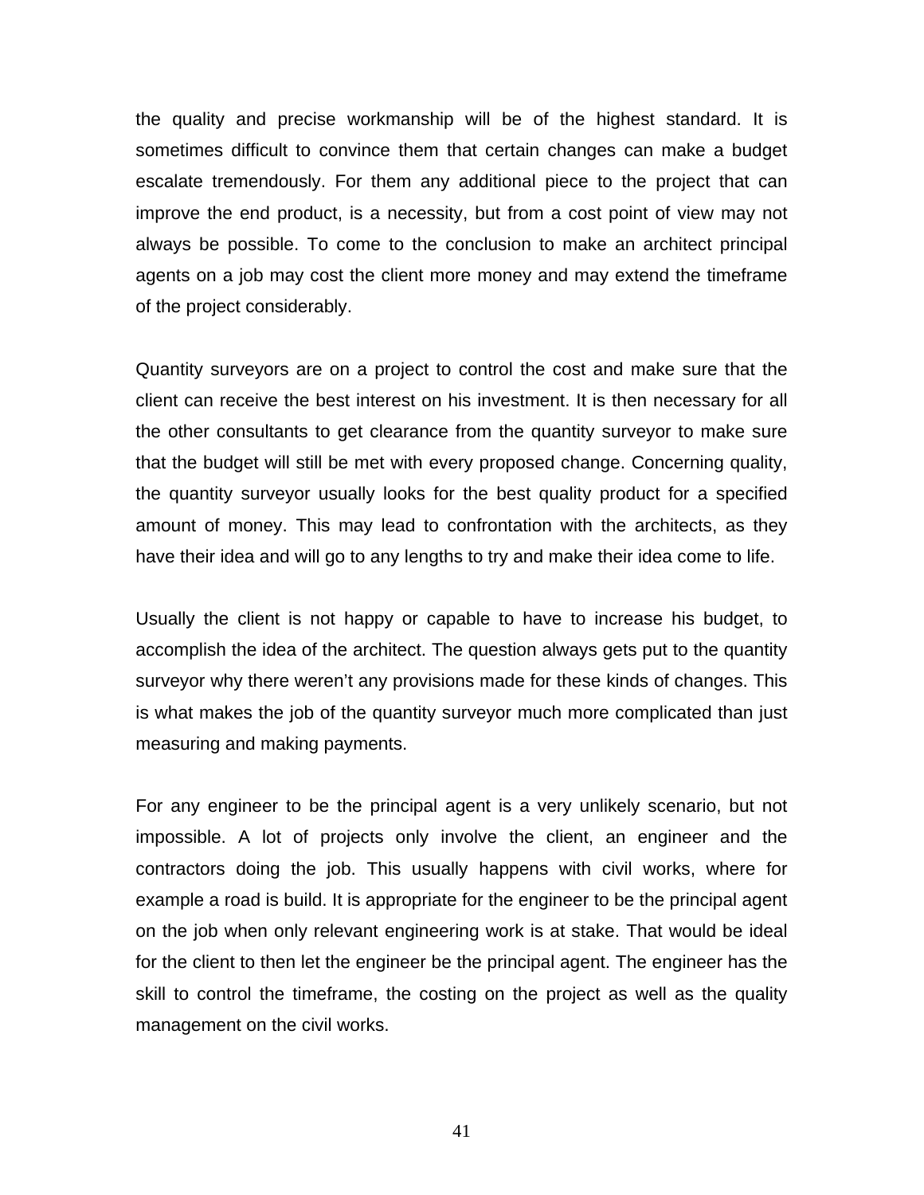the quality and precise workmanship will be of the highest standard. It is sometimes difficult to convince them that certain changes can make a budget escalate tremendously. For them any additional piece to the project that can improve the end product, is a necessity, but from a cost point of view may not always be possible. To come to the conclusion to make an architect principal agents on a job may cost the client more money and may extend the timeframe of the project considerably.

Quantity surveyors are on a project to control the cost and make sure that the client can receive the best interest on his investment. It is then necessary for all the other consultants to get clearance from the quantity surveyor to make sure that the budget will still be met with every proposed change. Concerning quality, the quantity surveyor usually looks for the best quality product for a specified amount of money. This may lead to confrontation with the architects, as they have their idea and will go to any lengths to try and make their idea come to life.

Usually the client is not happy or capable to have to increase his budget, to accomplish the idea of the architect. The question always gets put to the quantity surveyor why there weren't any provisions made for these kinds of changes. This is what makes the job of the quantity surveyor much more complicated than just measuring and making payments.

For any engineer to be the principal agent is a very unlikely scenario, but not impossible. A lot of projects only involve the client, an engineer and the contractors doing the job. This usually happens with civil works, where for example a road is build. It is appropriate for the engineer to be the principal agent on the job when only relevant engineering work is at stake. That would be ideal for the client to then let the engineer be the principal agent. The engineer has the skill to control the timeframe, the costing on the project as well as the quality management on the civil works.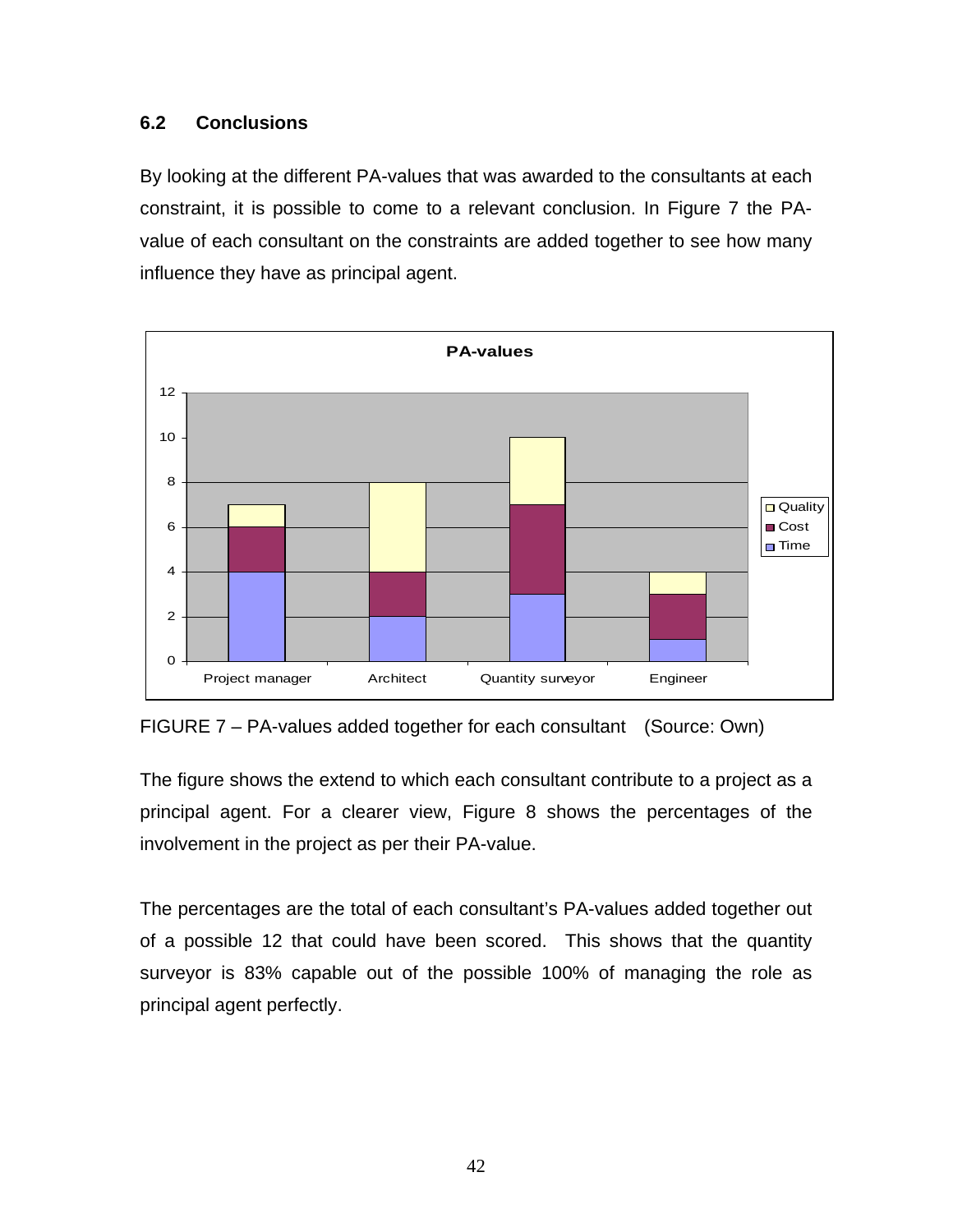### 6.2 Conclusions

By looking at the different PA-values that was awarded to the consultants at each constraint, it is possible to come to a relevant conclusion. In Figure 7 the PA-value of each consultant on the constraints are added together to see how many influence they have as principal agent.

FIGURE 7 – PA-values added together for each consultant (Source: Own)

The figure shows the extend to which each consultant contribute to a project as a principal agent. For a clearer view, Figure 8 shows the percentages of the involvement in the project as per their PA-value.

The percentages are the total of each consultant's PA-values added together out of a possible 12 that could have been scored. This shows that the quantity surveyor is 83% capable out of the possible 100% of managing the role as principal agent perfectly.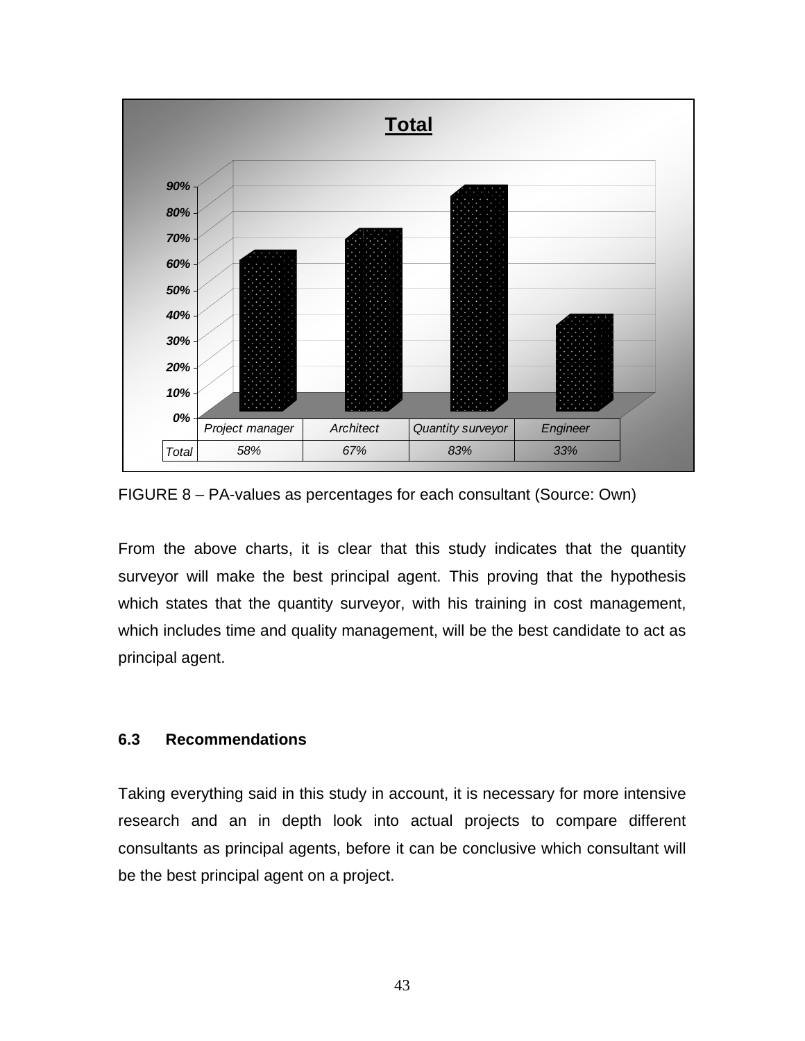| | Project manager | Architect | Quantity surveyor | Engineer |
|---|---|---|---|---|
| Total | 58% | 67% | 83% | 33% |

FIGURE 8 – PA-values as percentages for each consultant (Source: Own)

From the above charts, it is clear that this study indicates that the quantity surveyor will make the best principal agent. This proving that the hypothesis which states that the quantity surveyor, with his training in cost management, which includes time and quality management, will be the best candidate to act as principal agent.

### 6.3 Recommendations

Taking everything said in this study in account, it is necessary for more intensive research and an in depth look into actual projects to compare different consultants as principal agents, before it can be conclusive which consultant will be the best principal agent on a project.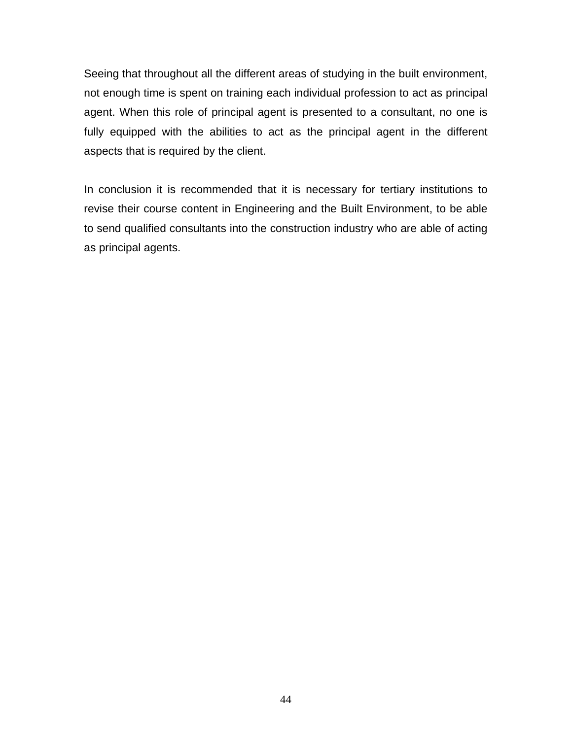Seeing that throughout all the different areas of studying in the built environment, not enough time is spent on training each individual profession to act as principal agent. When this role of principal agent is presented to a consultant, no one is fully equipped with the abilities to act as the principal agent in the different aspects that is required by the client.

In conclusion it is recommended that it is necessary for tertiary institutions to revise their course content in Engineering and the Built Environment, to be able to send qualified consultants into the construction industry who are able of acting as principal agents.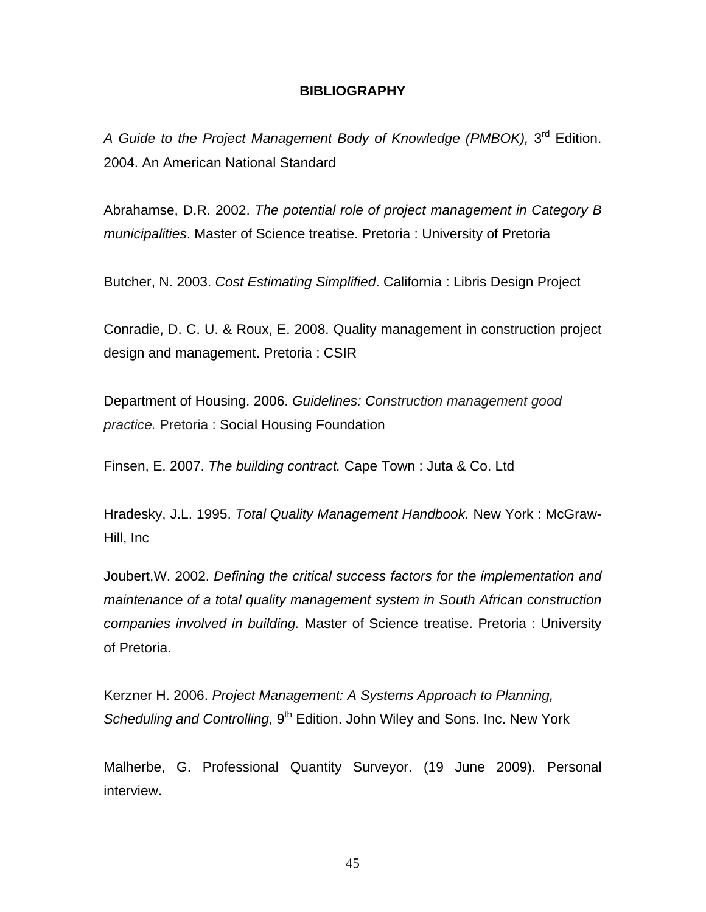## BIBLIOGRAPHY

*A Guide to the Project Management Body of Knowledge (PMBOK),* 3rd Edition. 2004. An American National Standard

Abrahamse, D.R. 2002. *The potential role of project management in Category B municipalities*. Master of Science treatise. Pretoria : University of Pretoria

Butcher, N. 2003. *Cost Estimating Simplified*. California : Libris Design Project

Conradie, D. C. U. & Roux, E. 2008. Quality management in construction project design and management. Pretoria : CSIR

Department of Housing. 2006. *Guidelines: Construction management good practice.* Pretoria : Social Housing Foundation

Finsen, E. 2007. *The building contract.* Cape Town : Juta & Co. Ltd

Hradesky, J.L. 1995. *Total Quality Management Handbook.* New York : McGraw-Hill, Inc

Joubert,W. 2002. *Defining the critical success factors for the implementation and maintenance of a total quality management system in South African construction companies involved in building.* Master of Science treatise. Pretoria : University of Pretoria.

Kerzner H. 2006. *Project Management: A Systems Approach to Planning, Scheduling and Controlling,* 9th Edition. John Wiley and Sons. Inc. New York

Malherbe, G. Professional Quantity Surveyor. (19 June 2009). Personal interview.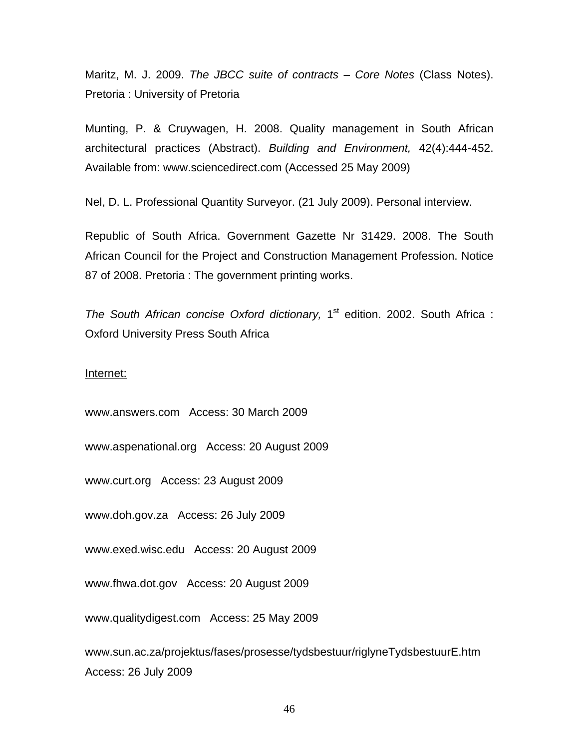Maritz, M. J. 2009. *The JBCC suite of contracts – Core Notes* (Class Notes). Pretoria : University of Pretoria

Munting, P. & Cruywagen, H. 2008. Quality management in South African architectural practices (Abstract). *Building and Environment,* 42(4):444-452. Available from: www.sciencedirect.com (Accessed 25 May 2009)

Nel, D. L. Professional Quantity Surveyor. (21 July 2009). Personal interview.

Republic of South Africa. Government Gazette Nr 31429. 2008. The South African Council for the Project and Construction Management Profession. Notice 87 of 2008. Pretoria : The government printing works.

*The South African concise Oxford dictionary,* 1st edition. 2002. South Africa : Oxford University Press South Africa

<u>Internet:</u>

www.answers.com Access: 30 March 2009

www.aspenational.org Access: 20 August 2009

www.curt.org Access: 23 August 2009

www.doh.gov.za Access: 26 July 2009

www.exed.wisc.edu Access: 20 August 2009

www.fhwa.dot.gov Access: 20 August 2009

www.qualitydigest.com Access: 25 May 2009

www.sun.ac.za/projektus/fases/prosesse/tydsbestuur/riglyneTydsbestuurE.htm Access: 26 July 2009